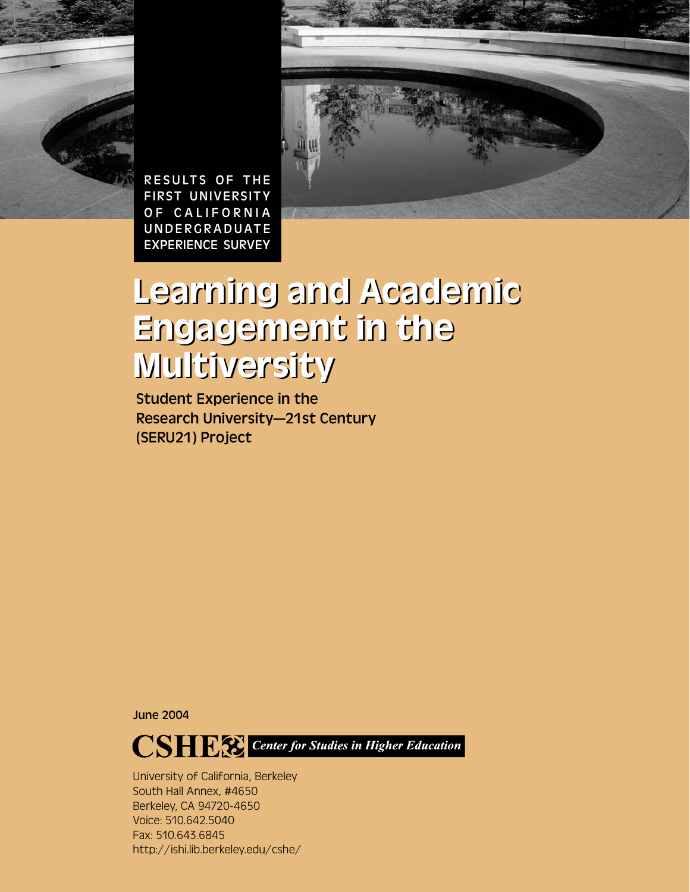RESULTS OF THE FIRST UNIVERSITY OF CALIFORNIA UNDERGRADUATE EXPERIENCE SURVEY

# Learning and Academic Engagement in the Multiversity

**Student Experience in the Research University—21st Century (SERU21) Project**

**June 2004**

**CSHE** *Center for Studies in Higher Education*

University of California, Berkeley
South Hall Annex, #4650
Berkeley, CA 94720-4650
Voice: 510.642.5040
Fax: 510.643.6845
http://ishi.lib.berkeley.edu/cshe/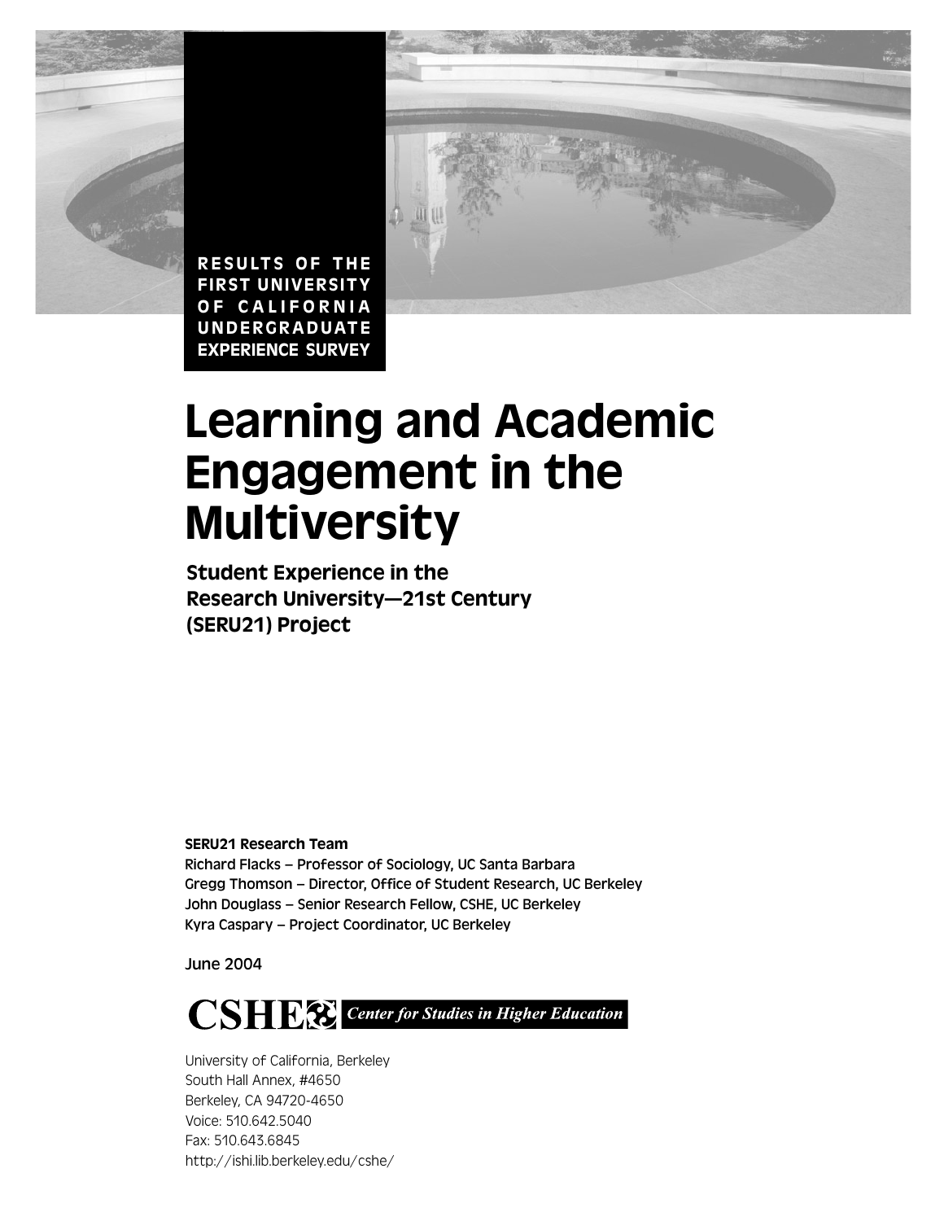RESULTS OF THE FIRST UNIVERSITY OF CALIFORNIA UNDERGRADUATE EXPERIENCE SURVEY

# Learning and Academic Engagement in the Multiversity

## Student Experience in the Research University—21st Century (SERU21) Project

**SERU21 Research Team**

Richard Flacks – Professor of Sociology, UC Santa Barbara
Gregg Thomson – Director, Office of Student Research, UC Berkeley
John Douglass – Senior Research Fellow, CSHE, UC Berkeley
Kyra Caspary – Project Coordinator, UC Berkeley

June 2004

**CSHE** *Center for Studies in Higher Education*

University of California, Berkeley
South Hall Annex, #4650
Berkeley, CA 94720-4650
Voice: 510.642.5040
Fax: 510.643.6845
http://ishi.lib.berkeley.edu/cshe/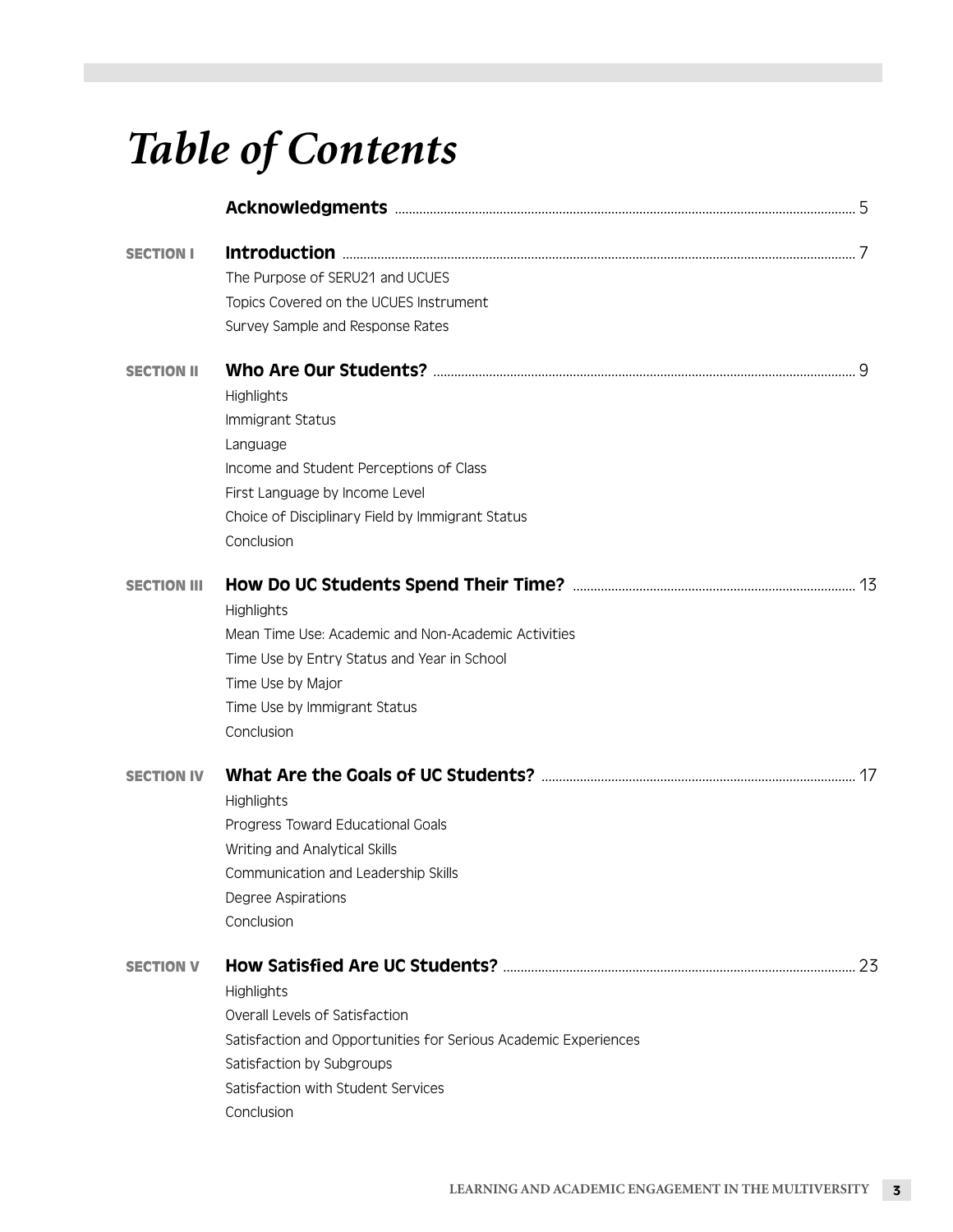# *Table of Contents*

**Acknowledgments** ..... 5

**SECTION I** **Introduction** ..... 7

- The Purpose of SERU21 and UCUES
- Topics Covered on the UCUES Instrument
- Survey Sample and Response Rates

**SECTION II** **Who Are Our Students?** ..... 9

- Highlights
- Immigrant Status
- Language
- Income and Student Perceptions of Class
- First Language by Income Level
- Choice of Disciplinary Field by Immigrant Status
- Conclusion

**SECTION III** **How Do UC Students Spend Their Time?** ..... 13

- Highlights
- Mean Time Use: Academic and Non-Academic Activities
- Time Use by Entry Status and Year in School
- Time Use by Major
- Time Use by Immigrant Status
- Conclusion

**SECTION IV** **What Are the Goals of UC Students?** ..... 17

- Highlights
- Progress Toward Educational Goals
- Writing and Analytical Skills
- Communication and Leadership Skills
- Degree Aspirations
- Conclusion

**SECTION V** **How Satisfied Are UC Students?** ..... 23

- Highlights
- Overall Levels of Satisfaction
- Satisfaction and Opportunities for Serious Academic Experiences
- Satisfaction by Subgroups
- Satisfaction with Student Services
- Conclusion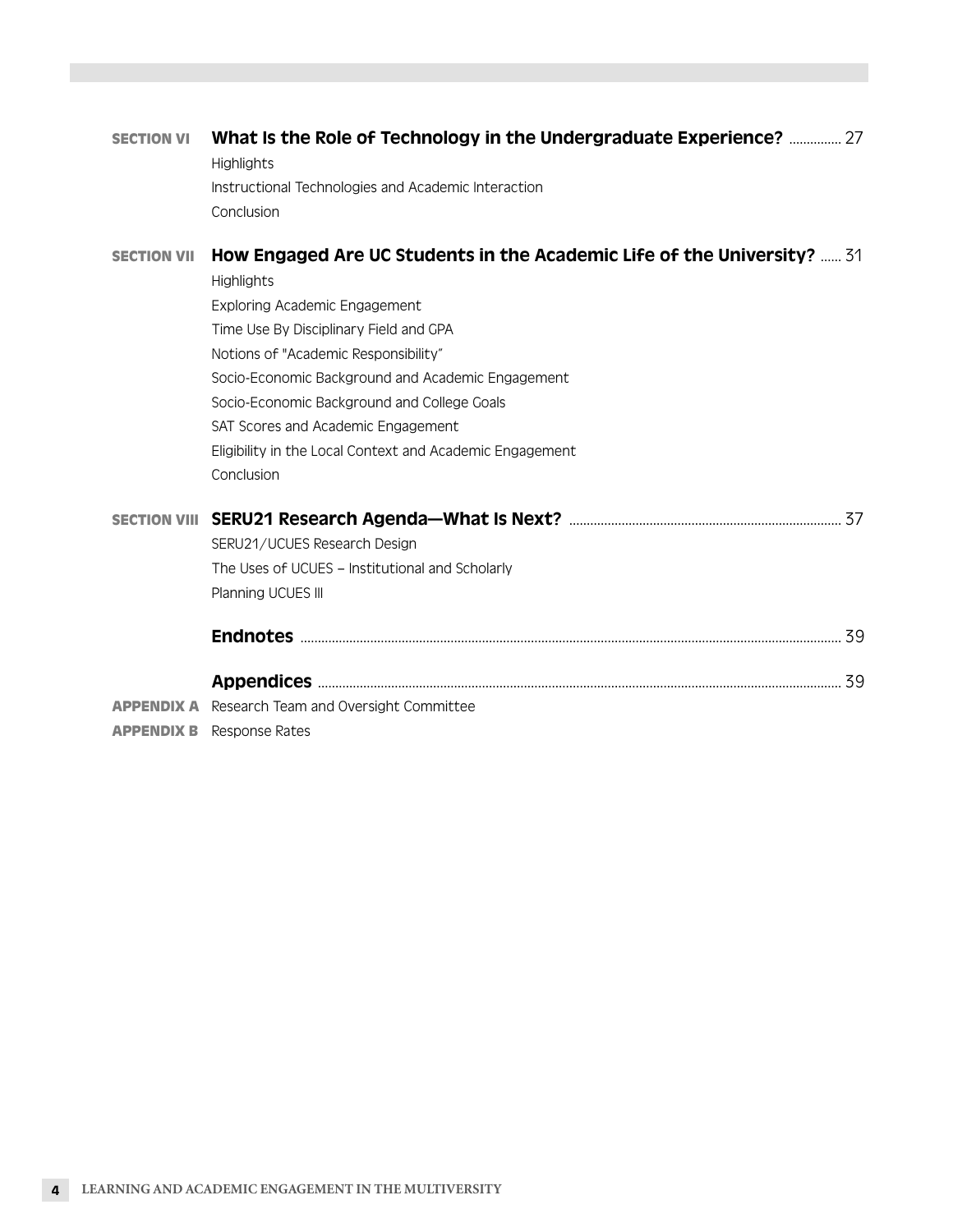**SECTION VI** **What Is the Role of Technology in the Undergraduate Experience?** ............... 27

Highlights
Instructional Technologies and Academic Interaction
Conclusion

**SECTION VII** **How Engaged Are UC Students in the Academic Life of the University?** ...... 31

Highlights
Exploring Academic Engagement
Time Use By Disciplinary Field and GPA
Notions of "Academic Responsibility"
Socio-Economic Background and Academic Engagement
Socio-Economic Background and College Goals
SAT Scores and Academic Engagement
Eligibility in the Local Context and Academic Engagement
Conclusion

**SECTION VIII** **SERU21 Research Agenda—What Is Next?** ........................................................................ 37

SERU21/UCUES Research Design
The Uses of UCUES – Institutional and Scholarly
Planning UCUES III

**Endnotes** ............................................................................................................................................ 39

**Appendices** ......................................................................................................................................... 39

**APPENDIX A** Research Team and Oversight Committee
**APPENDIX B** Response Rates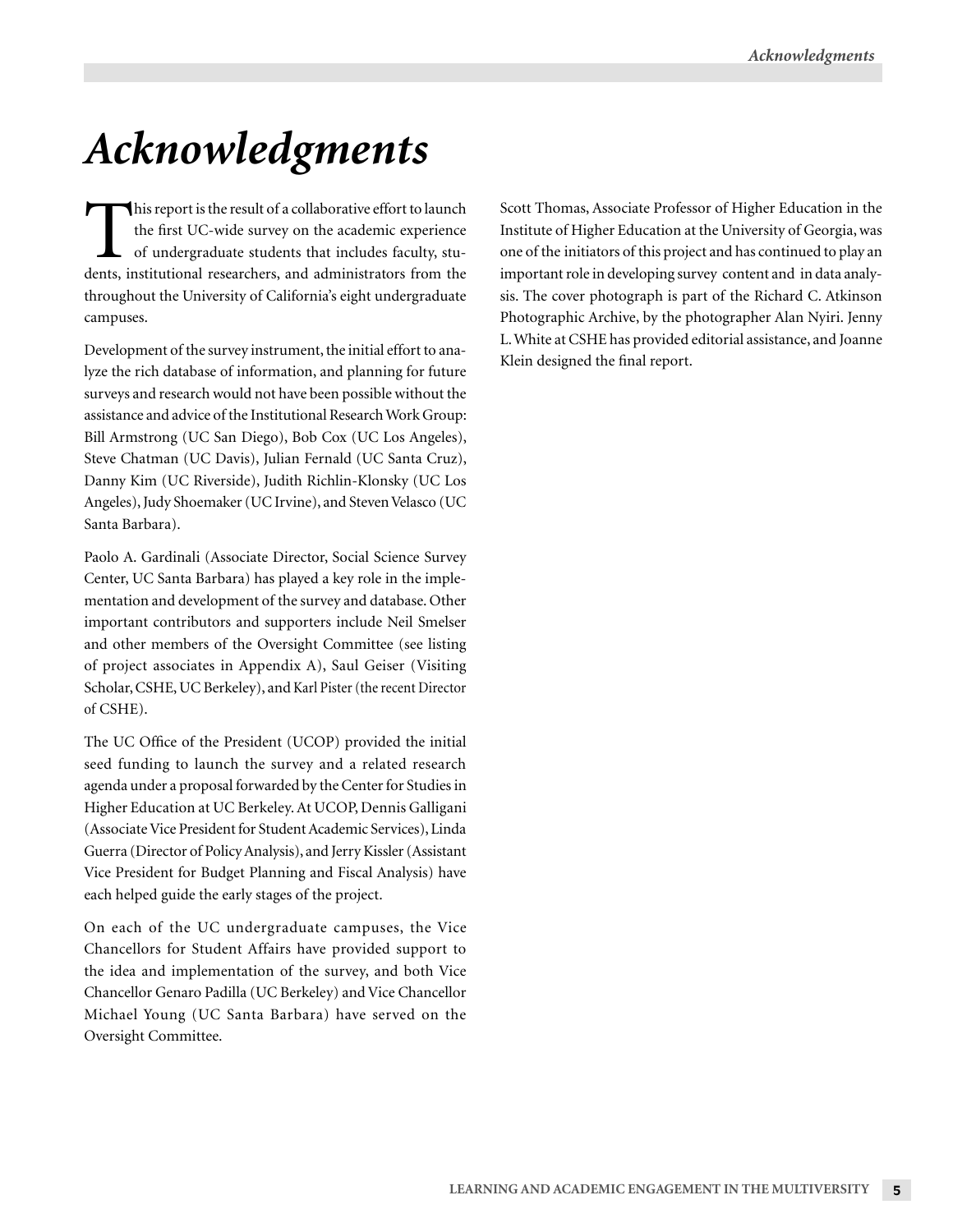# Acknowledgments

This report is the result of a collaborative effort to launch the first UC-wide survey on the academic experience of undergraduate students that includes faculty, students, institutional researchers, and administrators from the throughout the University of California's eight undergraduate campuses.

Development of the survey instrument, the initial effort to analyze the rich database of information, and planning for future surveys and research would not have been possible without the assistance and advice of the Institutional Research Work Group: Bill Armstrong (UC San Diego), Bob Cox (UC Los Angeles), Steve Chatman (UC Davis), Julian Fernald (UC Santa Cruz), Danny Kim (UC Riverside), Judith Richlin-Klonsky (UC Los Angeles), Judy Shoemaker (UC Irvine), and Steven Velasco (UC Santa Barbara).

Paolo A. Gardinali (Associate Director, Social Science Survey Center, UC Santa Barbara) has played a key role in the implementation and development of the survey and database. Other important contributors and supporters include Neil Smelser and other members of the Oversight Committee (see listing of project associates in Appendix A), Saul Geiser (Visiting Scholar, CSHE, UC Berkeley), and Karl Pister (the recent Director of CSHE).

The UC Office of the President (UCOP) provided the initial seed funding to launch the survey and a related research agenda under a proposal forwarded by the Center for Studies in Higher Education at UC Berkeley. At UCOP, Dennis Galligani (Associate Vice President for Student Academic Services), Linda Guerra (Director of Policy Analysis), and Jerry Kissler (Assistant Vice President for Budget Planning and Fiscal Analysis) have each helped guide the early stages of the project.

On each of the UC undergraduate campuses, the Vice Chancellors for Student Affairs have provided support to the idea and implementation of the survey, and both Vice Chancellor Genaro Padilla (UC Berkeley) and Vice Chancellor Michael Young (UC Santa Barbara) have served on the Oversight Committee.

Scott Thomas, Associate Professor of Higher Education in the Institute of Higher Education at the University of Georgia, was one of the initiators of this project and has continued to play an important role in developing survey content and in data analysis. The cover photograph is part of the Richard C. Atkinson Photographic Archive, by the photographer Alan Nyiri. Jenny L. White at CSHE has provided editorial assistance, and Joanne Klein designed the final report.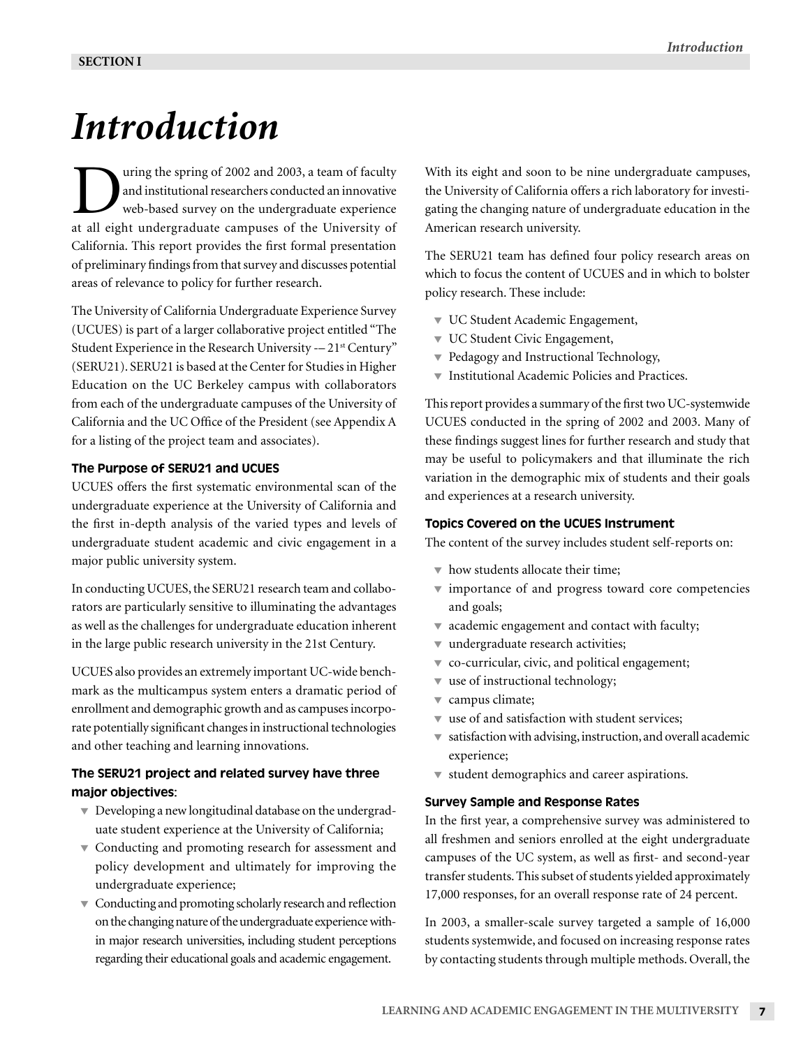# Introduction

During the spring of 2002 and 2003, a team of faculty and institutional researchers conducted an innovative web-based survey on the undergraduate experience at all eight undergraduate campuses of the University of California. This report provides the first formal presentation of preliminary findings from that survey and discusses potential areas of relevance to policy for further research.

The University of California Undergraduate Experience Survey (UCUES) is part of a larger collaborative project entitled "The Student Experience in the Research University -– 21st Century" (SERU21). SERU21 is based at the Center for Studies in Higher Education on the UC Berkeley campus with collaborators from each of the undergraduate campuses of the University of California and the UC Office of the President (see Appendix A for a listing of the project team and associates).

### The Purpose of SERU21 and UCUES

UCUES offers the first systematic environmental scan of the undergraduate experience at the University of California and the first in-depth analysis of the varied types and levels of undergraduate student academic and civic engagement in a major public university system.

In conducting UCUES, the SERU21 research team and collaborators are particularly sensitive to illuminating the advantages as well as the challenges for undergraduate education inherent in the large public research university in the 21st Century.

UCUES also provides an extremely important UC-wide benchmark as the multicampus system enters a dramatic period of enrollment and demographic growth and as campuses incorporate potentially significant changes in instructional technologies and other teaching and learning innovations.

### The SERU21 project and related survey have three major objectives:

- Developing a new longitudinal database on the undergraduate student experience at the University of California;
- Conducting and promoting research for assessment and policy development and ultimately for improving the undergraduate experience;
- Conducting and promoting scholarly research and reflection on the changing nature of the undergraduate experience within major research universities, including student perceptions regarding their educational goals and academic engagement.

With its eight and soon to be nine undergraduate campuses, the University of California offers a rich laboratory for investigating the changing nature of undergraduate education in the American research university.

The SERU21 team has defined four policy research areas on which to focus the content of UCUES and in which to bolster policy research. These include:

- UC Student Academic Engagement,
- UC Student Civic Engagement,
- Pedagogy and Instructional Technology,
- Institutional Academic Policies and Practices.

This report provides a summary of the first two UC-systemwide UCUES conducted in the spring of 2002 and 2003. Many of these findings suggest lines for further research and study that may be useful to policymakers and that illuminate the rich variation in the demographic mix of students and their goals and experiences at a research university.

### Topics Covered on the UCUES Instrument

The content of the survey includes student self-reports on:

- how students allocate their time;
- importance of and progress toward core competencies and goals;
- academic engagement and contact with faculty;
- undergraduate research activities;
- co-curricular, civic, and political engagement;
- use of instructional technology;
- campus climate;
- use of and satisfaction with student services;
- satisfaction with advising, instruction, and overall academic experience;
- student demographics and career aspirations.

### Survey Sample and Response Rates

In the first year, a comprehensive survey was administered to all freshmen and seniors enrolled at the eight undergraduate campuses of the UC system, as well as first- and second-year transfer students. This subset of students yielded approximately 17,000 responses, for an overall response rate of 24 percent.

In 2003, a smaller-scale survey targeted a sample of 16,000 students systemwide, and focused on increasing response rates by contacting students through multiple methods. Overall, the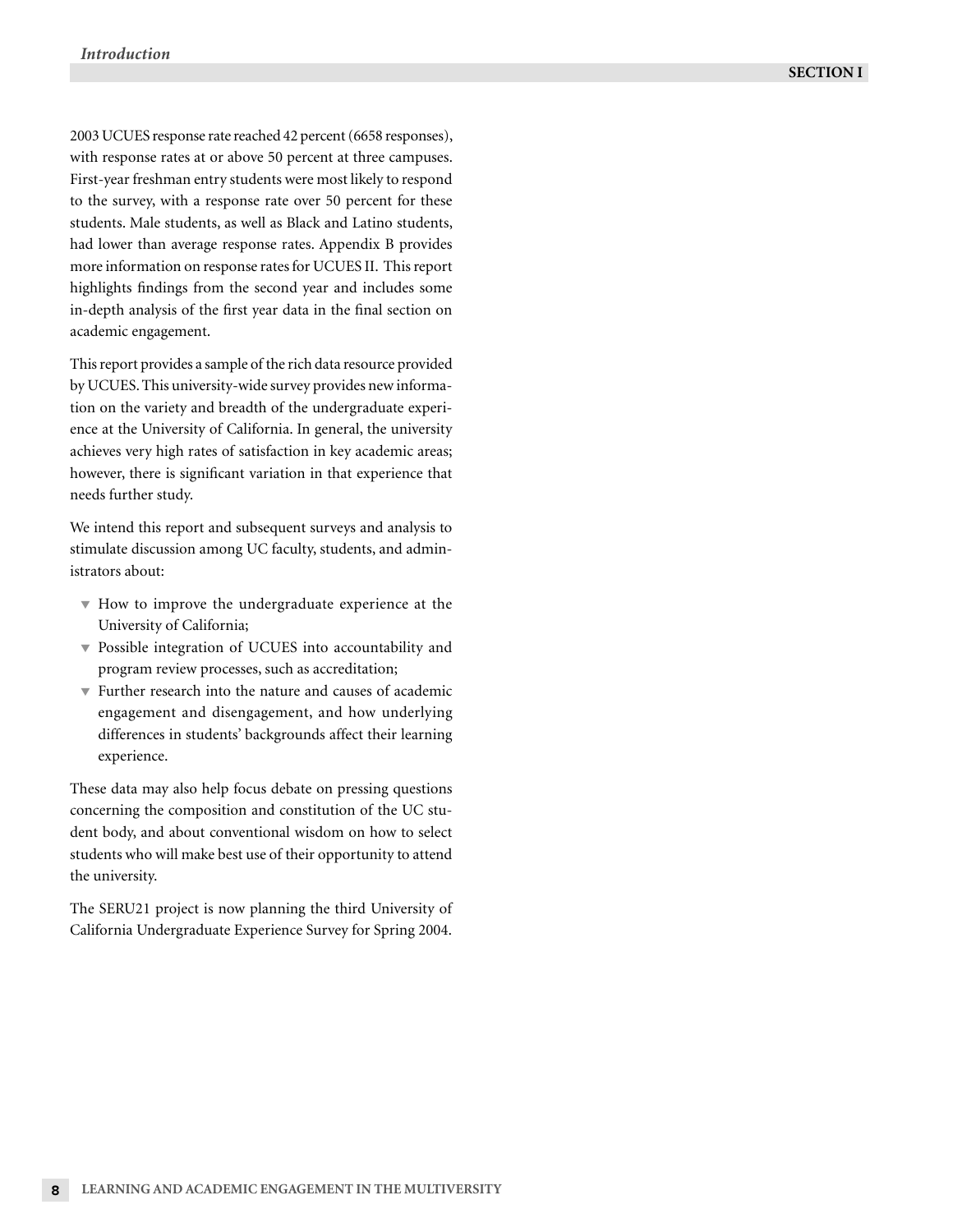2003 UCUES response rate reached 42 percent (6658 responses), with response rates at or above 50 percent at three campuses. First-year freshman entry students were most likely to respond to the survey, with a response rate over 50 percent for these students. Male students, as well as Black and Latino students, had lower than average response rates. Appendix B provides more information on response rates for UCUES II. This report highlights findings from the second year and includes some in-depth analysis of the first year data in the final section on academic engagement.

This report provides a sample of the rich data resource provided by UCUES. This university-wide survey provides new information on the variety and breadth of the undergraduate experience at the University of California. In general, the university achieves very high rates of satisfaction in key academic areas; however, there is significant variation in that experience that needs further study.

We intend this report and subsequent surveys and analysis to stimulate discussion among UC faculty, students, and administrators about:

- How to improve the undergraduate experience at the University of California;
- Possible integration of UCUES into accountability and program review processes, such as accreditation;
- Further research into the nature and causes of academic engagement and disengagement, and how underlying differences in students' backgrounds affect their learning experience.

These data may also help focus debate on pressing questions concerning the composition and constitution of the UC student body, and about conventional wisdom on how to select students who will make best use of their opportunity to attend the university.

The SERU21 project is now planning the third University of California Undergraduate Experience Survey for Spring 2004.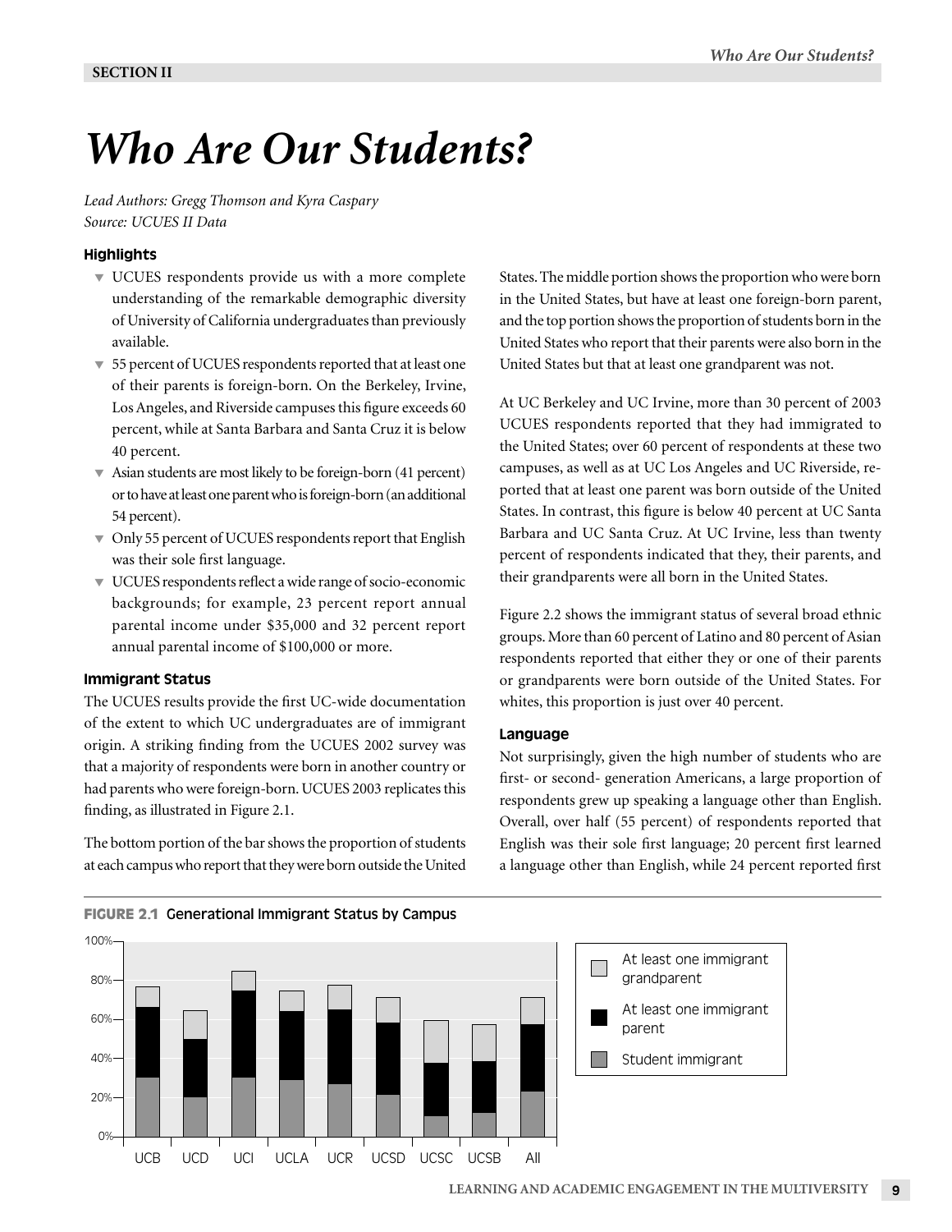SECTION II

# Who Are Our Students?

*Lead Authors: Gregg Thomson and Kyra Caspary*
*Source: UCUES II Data*

### Highlights

- UCUES respondents provide us with a more complete understanding of the remarkable demographic diversity of University of California undergraduates than previously available.
- 55 percent of UCUES respondents reported that at least one of their parents is foreign-born. On the Berkeley, Irvine, Los Angeles, and Riverside campuses this figure exceeds 60 percent, while at Santa Barbara and Santa Cruz it is below 40 percent.
- Asian students are most likely to be foreign-born (41 percent) or to have at least one parent who is foreign-born (an additional 54 percent).
- Only 55 percent of UCUES respondents report that English was their sole first language.
- UCUES respondents reflect a wide range of socio-economic backgrounds; for example, 23 percent report annual parental income under $35,000 and 32 percent report annual parental income of $100,000 or more.

### Immigrant Status

The UCUES results provide the first UC-wide documentation of the extent to which UC undergraduates are of immigrant origin. A striking finding from the UCUES 2002 survey was that a majority of respondents were born in another country or had parents who were foreign-born. UCUES 2003 replicates this finding, as illustrated in Figure 2.1.

The bottom portion of the bar shows the proportion of students at each campus who report that they were born outside the United States. The middle portion shows the proportion who were born in the United States, but have at least one foreign-born parent, and the top portion shows the proportion of students born in the United States who report that their parents were also born in the United States but that at least one grandparent was not.

At UC Berkeley and UC Irvine, more than 30 percent of 2003 UCUES respondents reported that they had immigrated to the United States; over 60 percent of respondents at these two campuses, as well as at UC Los Angeles and UC Riverside, reported that at least one parent was born outside of the United States. In contrast, this figure is below 40 percent at UC Santa Barbara and UC Santa Cruz. At UC Irvine, less than twenty percent of respondents indicated that they, their parents, and their grandparents were all born in the United States.

Figure 2.2 shows the immigrant status of several broad ethnic groups. More than 60 percent of Latino and 80 percent of Asian respondents reported that either they or one of their parents or grandparents were born outside of the United States. For whites, this proportion is just over 40 percent.

### Language

Not surprisingly, given the high number of students who are first- or second- generation Americans, a large proportion of respondents grew up speaking a language other than English. Overall, over half (55 percent) of respondents reported that English was their sole first language; 20 percent first learned a language other than English, while 24 percent reported first

**FIGURE 2.1** Generational Immigrant Status by Campus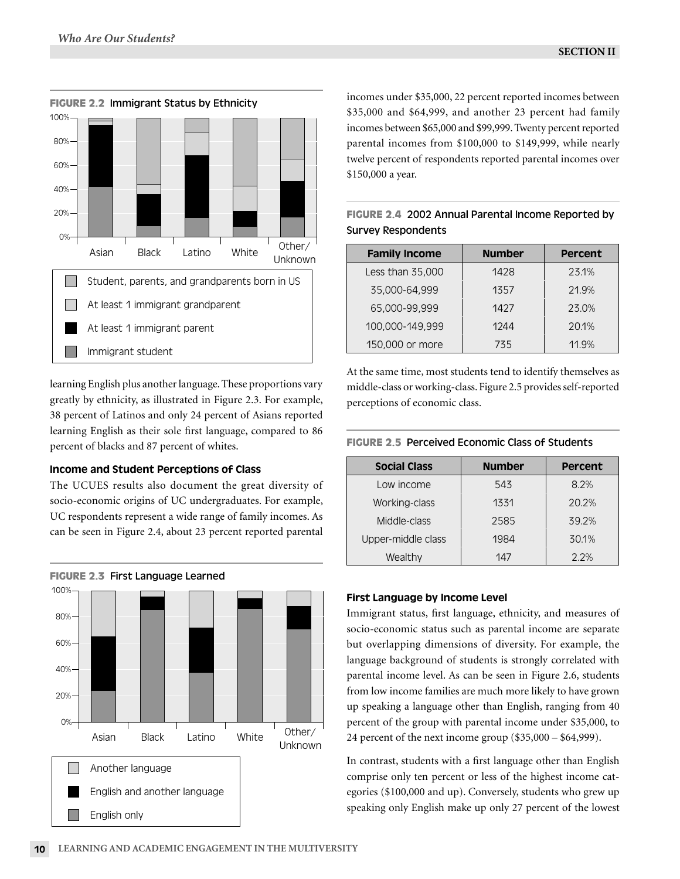**FIGURE 2.2** Immigrant Status by Ethnicity

- Student, parents, and grandparents born in US
- At least 1 immigrant grandparent
- At least 1 immigrant parent
- Immigrant student

learning English plus another language. These proportions vary greatly by ethnicity, as illustrated in Figure 2.3. For example, 38 percent of Latinos and only 24 percent of Asians reported learning English as their sole first language, compared to 86 percent of blacks and 87 percent of whites.

### Income and Student Perceptions of Class

The UCUES results also document the great diversity of socio-economic origins of UC undergraduates. For example, UC respondents represent a wide range of family incomes. As can be seen in Figure 2.4, about 23 percent reported parental incomes under $35,000, 22 percent reported incomes between $35,000 and $64,999, and another 23 percent had family incomes between $65,000 and $99,999. Twenty percent reported parental incomes from $100,000 to $149,999, while nearly twelve percent of respondents reported parental incomes over $150,000 a year.

**FIGURE 2.3** First Language Learned

- Another language
- English and another language
- English only

**FIGURE 2.4** 2002 Annual Parental Income Reported by Survey Respondents

| Family Income | Number | Percent |
|---|---|---|
| Less than 35,000 | 1428 | 23.1% |
| 35,000-64,999 | 1357 | 21.9% |
| 65,000-99,999 | 1427 | 23.0% |
| 100,000-149,999 | 1244 | 20.1% |
| 150,000 or more | 735 | 11.9% |

At the same time, most students tend to identify themselves as middle-class or working-class. Figure 2.5 provides self-reported perceptions of economic class.

**FIGURE 2.5** Perceived Economic Class of Students

| Social Class | Number | Percent |
|---|---|---|
| Low income | 543 | 8.2% |
| Working-class | 1331 | 20.2% |
| Middle-class | 2585 | 39.2% |
| Upper-middle class | 1984 | 30.1% |
| Wealthy | 147 | 2.2% |

### First Language by Income Level

Immigrant status, first language, ethnicity, and measures of socio-economic status such as parental income are separate but overlapping dimensions of diversity. For example, the language background of students is strongly correlated with parental income level. As can be seen in Figure 2.6, students from low income families are much more likely to have grown up speaking a language other than English, ranging from 40 percent of the group with parental income under $35,000, to 24 percent of the next income group ($35,000 – $64,999).

In contrast, students with a first language other than English comprise only ten percent or less of the highest income categories ($100,000 and up). Conversely, students who grew up speaking only English make up only 27 percent of the lowest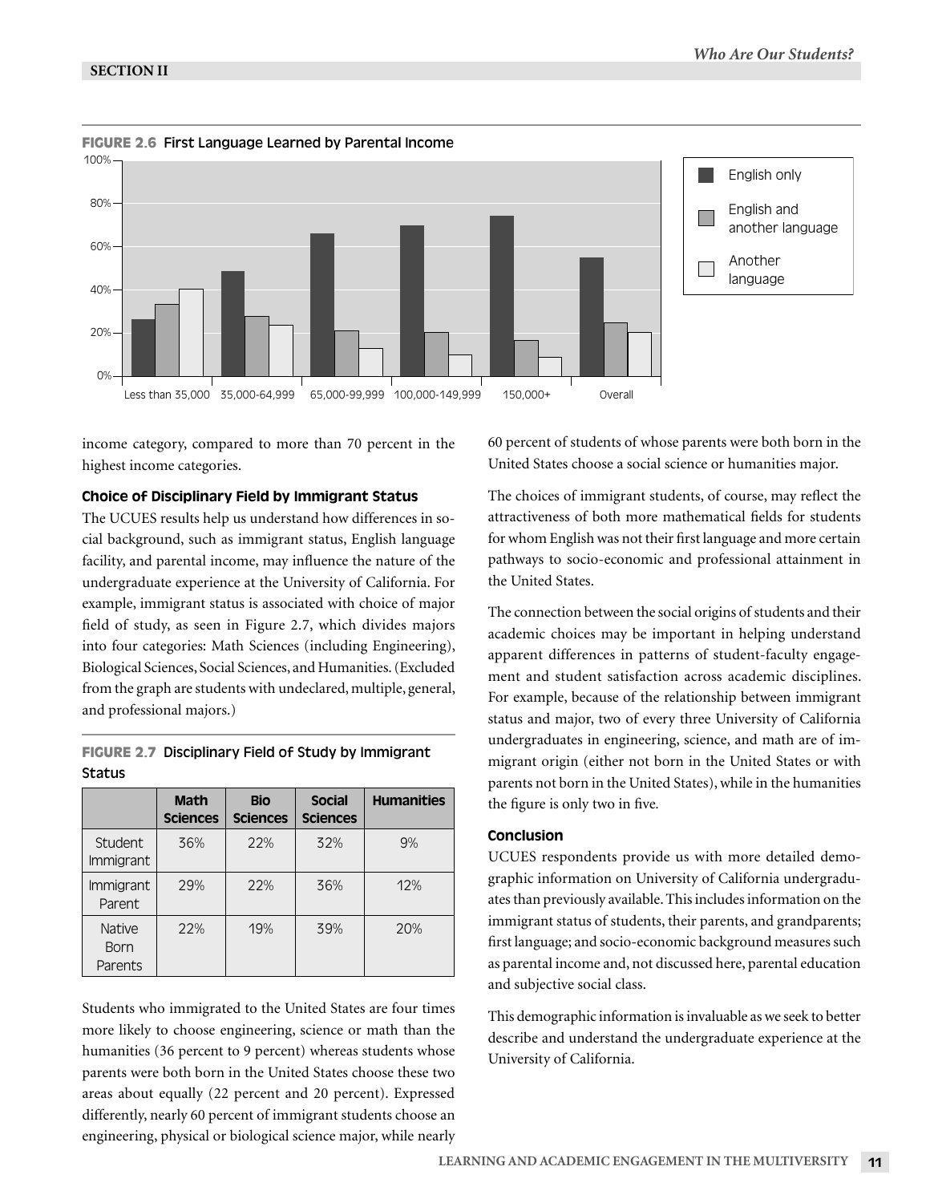**FIGURE 2.6** First Language Learned by Parental Income

income category, compared to more than 70 percent in the highest income categories.

### Choice of Disciplinary Field by Immigrant Status

The UCUES results help us understand how differences in social background, such as immigrant status, English language facility, and parental income, may influence the nature of the undergraduate experience at the University of California. For example, immigrant status is associated with choice of major field of study, as seen in Figure 2.7, which divides majors into four categories: Math Sciences (including Engineering), Biological Sciences, Social Sciences, and Humanities. (Excluded from the graph are students with undeclared, multiple, general, and professional majors.)

**FIGURE 2.7** Disciplinary Field of Study by Immigrant Status

| | Math Sciences | Bio Sciences | Social Sciences | Humanities |
|---|---|---|---|---|
| Student Immigrant | 36% | 22% | 32% | 9% |
| Immigrant Parent | 29% | 22% | 36% | 12% |
| Native Born Parents | 22% | 19% | 39% | 20% |

Students who immigrated to the United States are four times more likely to choose engineering, science or math than the humanities (36 percent to 9 percent) whereas students whose parents were both born in the United States choose these two areas about equally (22 percent and 20 percent). Expressed differently, nearly 60 percent of immigrant students choose an engineering, physical or biological science major, while nearly 60 percent of students of whose parents were both born in the United States choose a social science or humanities major.

The choices of immigrant students, of course, may reflect the attractiveness of both more mathematical fields for students for whom English was not their first language and more certain pathways to socio-economic and professional attainment in the United States.

The connection between the social origins of students and their academic choices may be important in helping understand apparent differences in patterns of student-faculty engagement and student satisfaction across academic disciplines. For example, because of the relationship between immigrant status and major, two of every three University of California undergraduates in engineering, science, and math are of immigrant origin (either not born in the United States or with parents not born in the United States), while in the humanities the figure is only two in five.

### Conclusion

UCUES respondents provide us with more detailed demographic information on University of California undergraduates than previously available. This includes information on the immigrant status of students, their parents, and grandparents; first language; and socio-economic background measures such as parental income and, not discussed here, parental education and subjective social class.

This demographic information is invaluable as we seek to better describe and understand the undergraduate experience at the University of California.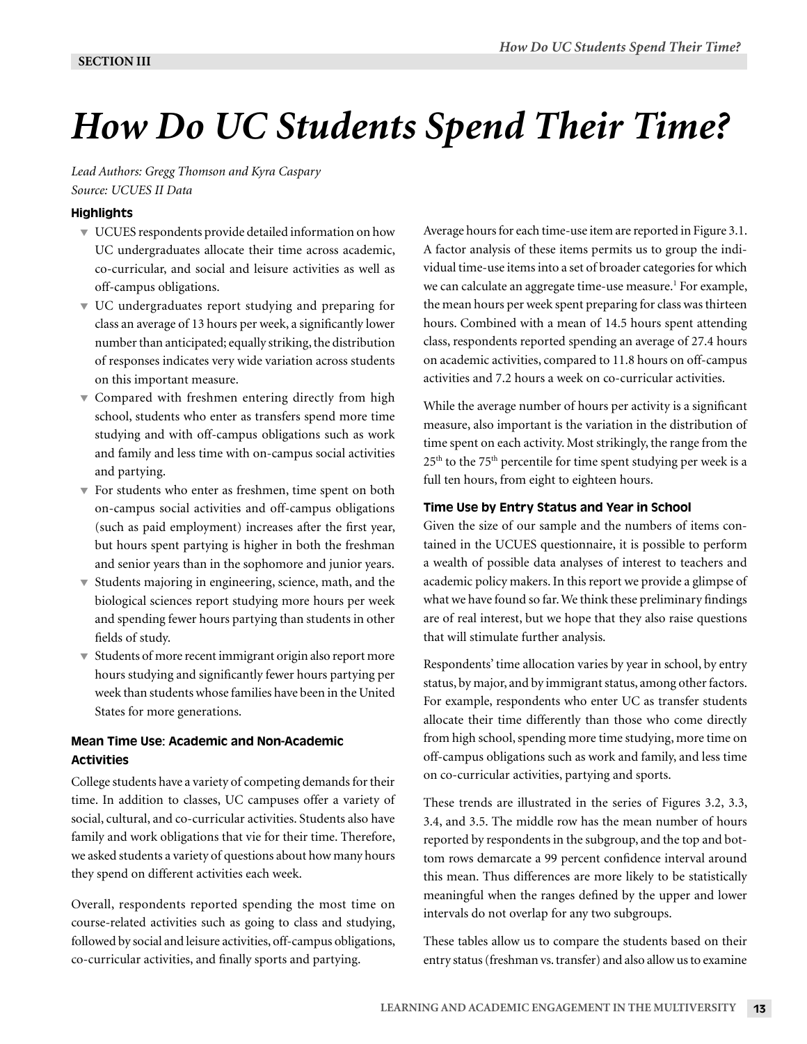SECTION III

# How Do UC Students Spend Their Time?

*Lead Authors: Gregg Thomson and Kyra Caspary*
*Source: UCUES II Data*

### Highlights

- UCUES respondents provide detailed information on how UC undergraduates allocate their time across academic, co-curricular, and social and leisure activities as well as off-campus obligations.
- UC undergraduates report studying and preparing for class an average of 13 hours per week, a significantly lower number than anticipated; equally striking, the distribution of responses indicates very wide variation across students on this important measure.
- Compared with freshmen entering directly from high school, students who enter as transfers spend more time studying and with off-campus obligations such as work and family and less time with on-campus social activities and partying.
- For students who enter as freshmen, time spent on both on-campus social activities and off-campus obligations (such as paid employment) increases after the first year, but hours spent partying is higher in both the freshman and senior years than in the sophomore and junior years.
- Students majoring in engineering, science, math, and the biological sciences report studying more hours per week and spending fewer hours partying than students in other fields of study.
- Students of more recent immigrant origin also report more hours studying and significantly fewer hours partying per week than students whose families have been in the United States for more generations.

### Mean Time Use: Academic and Non-Academic Activities

College students have a variety of competing demands for their time. In addition to classes, UC campuses offer a variety of social, cultural, and co-curricular activities. Students also have family and work obligations that vie for their time. Therefore, we asked students a variety of questions about how many hours they spend on different activities each week.

Overall, respondents reported spending the most time on course-related activities such as going to class and studying, followed by social and leisure activities, off-campus obligations, co-curricular activities, and finally sports and partying.

Average hours for each time-use item are reported in Figure 3.1. A factor analysis of these items permits us to group the individual time-use items into a set of broader categories for which we can calculate an aggregate time-use measure.[1] For example, the mean hours per week spent preparing for class was thirteen hours. Combined with a mean of 14.5 hours spent attending class, respondents reported spending an average of 27.4 hours on academic activities, compared to 11.8 hours on off-campus activities and 7.2 hours a week on co-curricular activities.

While the average number of hours per activity is a significant measure, also important is the variation in the distribution of time spent on each activity. Most strikingly, the range from the 25th to the 75th percentile for time spent studying per week is a full ten hours, from eight to eighteen hours.

### Time Use by Entry Status and Year in School

Given the size of our sample and the numbers of items contained in the UCUES questionnaire, it is possible to perform a wealth of possible data analyses of interest to teachers and academic policy makers. In this report we provide a glimpse of what we have found so far. We think these preliminary findings are of real interest, but we hope that they also raise questions that will stimulate further analysis.

Respondents' time allocation varies by year in school, by entry status, by major, and by immigrant status, among other factors. For example, respondents who enter UC as transfer students allocate their time differently than those who come directly from high school, spending more time studying, more time on off-campus obligations such as work and family, and less time on co-curricular activities, partying and sports.

These trends are illustrated in the series of Figures 3.2, 3.3, 3.4, and 3.5. The middle row has the mean number of hours reported by respondents in the subgroup, and the top and bottom rows demarcate a 99 percent confidence interval around this mean. Thus differences are more likely to be statistically meaningful when the ranges defined by the upper and lower intervals do not overlap for any two subgroups.

These tables allow us to compare the students based on their entry status (freshman vs. transfer) and also allow us to examine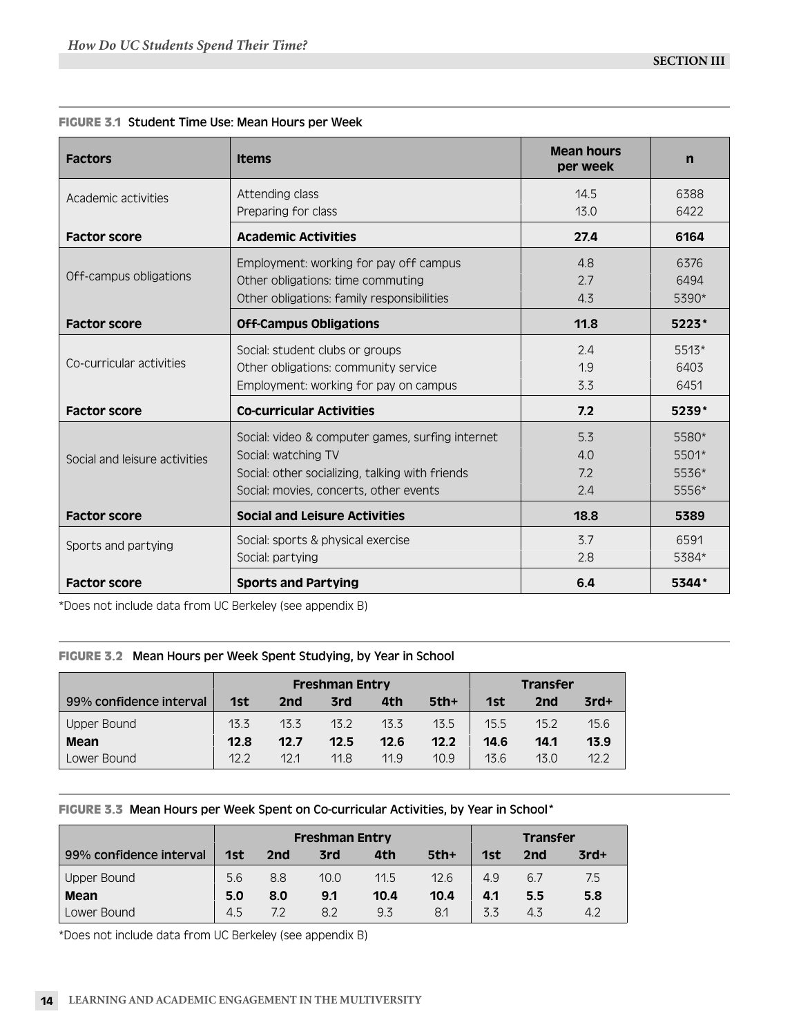**FIGURE 3.1** Student Time Use: Mean Hours per Week

| Factors | Items | Mean hours per week | n |
|---|---|---|---|
| Academic activities | Attending class | 14.5 | 6388 |
| | Preparing for class | 13.0 | 6422 |
| **Factor score** | **Academic Activities** | **27.4** | **6164** |
| Off-campus obligations | Employment: working for pay off campus | 4.8 | 6376 |
| | Other obligations: time commuting | 2.7 | 6494 |
| | Other obligations: family responsibilities | 4.3 | 5390* |
| **Factor score** | **Off-Campus Obligations** | **11.8** | **5223*** |
| Co-curricular activities | Social: student clubs or groups | 2.4 | 5513* |
| | Other obligations: community service | 1.9 | 6403 |
| | Employment: working for pay on campus | 3.3 | 6451 |
| **Factor score** | **Co-curricular Activities** | **7.2** | **5239*** |
| Social and leisure activities | Social: video & computer games, surfing internet | 5.3 | 5580* |
| | Social: watching TV | 4.0 | 5501* |
| | Social: other socializing, talking with friends | 7.2 | 5536* |
| | Social: movies, concerts, other events | 2.4 | 5556* |
| **Factor score** | **Social and Leisure Activities** | **18.8** | **5389** |
| Sports and partying | Social: sports & physical exercise | 3.7 | 6591 |
| | Social: partying | 2.8 | 5384* |
| **Factor score** | **Sports and Partying** | **6.4** | **5344*** |

*Does not include data from UC Berkeley (see appendix B)

**FIGURE 3.2** Mean Hours per Week Spent Studying, by Year in School

| | Freshman Entry | | | | | Transfer | | |
|---|---|---|---|---|---|---|---|---|
| 99% confidence interval | 1st | 2nd | 3rd | 4th | 5th+ | 1st | 2nd | 3rd+ |
| Upper Bound | 13.3 | 13.3 | 13.2 | 13.3 | 13.5 | 15.5 | 15.2 | 15.6 |
| **Mean** | **12.8** | **12.7** | **12.5** | **12.6** | **12.2** | **14.6** | **14.1** | **13.9** |
| Lower Bound | 12.2 | 12.1 | 11.8 | 11.9 | 10.9 | 13.6 | 13.0 | 12.2 |

**FIGURE 3.3** Mean Hours per Week Spent on Co-curricular Activities, by Year in School*

| | Freshman Entry | | | | | Transfer | | |
|---|---|---|---|---|---|---|---|---|
| 99% confidence interval | 1st | 2nd | 3rd | 4th | 5th+ | 1st | 2nd | 3rd+ |
| Upper Bound | 5.6 | 8.8 | 10.0 | 11.5 | 12.6 | 4.9 | 6.7 | 7.5 |
| **Mean** | **5.0** | **8.0** | **9.1** | **10.4** | **10.4** | **4.1** | **5.5** | **5.8** |
| Lower Bound | 4.5 | 7.2 | 8.2 | 9.3 | 8.1 | 3.3 | 4.3 | 4.2 |

*Does not include data from UC Berkeley (see appendix B)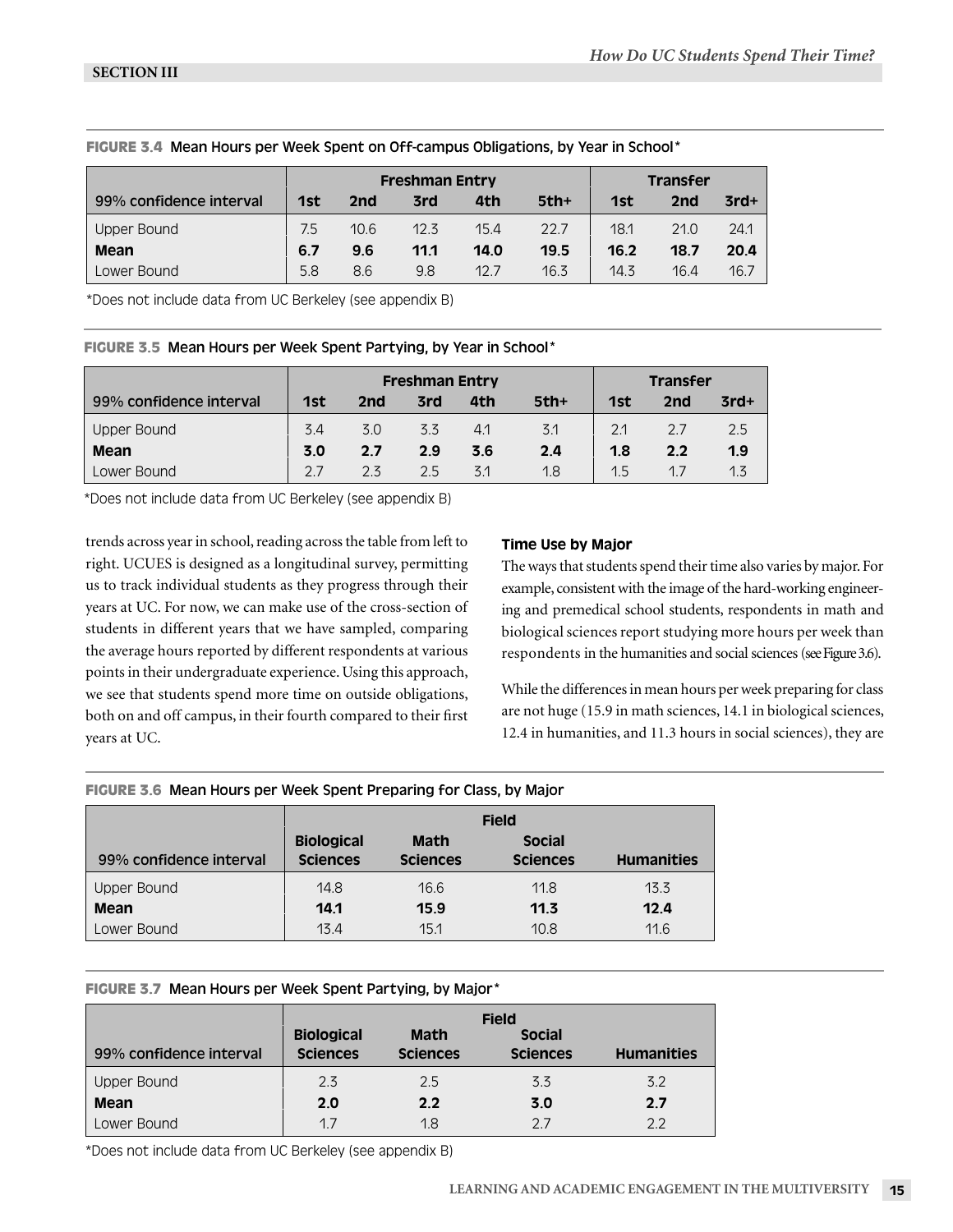**FIGURE 3.4** Mean Hours per Week Spent on Off-campus Obligations, by Year in School*

| | Freshman Entry | | | | | Transfer | | |
|---|---|---|---|---|---|---|---|---|
| 99% confidence interval | 1st | 2nd | 3rd | 4th | 5th+ | 1st | 2nd | 3rd+ |
| Upper Bound | 7.5 | 10.6 | 12.3 | 15.4 | 22.7 | 18.1 | 21.0 | 24.1 |
| **Mean** | **6.7** | **9.6** | **11.1** | **14.0** | **19.5** | **16.2** | **18.7** | **20.4** |
| Lower Bound | 5.8 | 8.6 | 9.8 | 12.7 | 16.3 | 14.3 | 16.4 | 16.7 |

*Does not include data from UC Berkeley (see appendix B)

**FIGURE 3.5** Mean Hours per Week Spent Partying, by Year in School*

| | Freshman Entry | | | | | Transfer | | |
|---|---|---|---|---|---|---|---|---|
| 99% confidence interval | 1st | 2nd | 3rd | 4th | 5th+ | 1st | 2nd | 3rd+ |
| Upper Bound | 3.4 | 3.0 | 3.3 | 4.1 | 3.1 | 2.1 | 2.7 | 2.5 |
| **Mean** | **3.0** | **2.7** | **2.9** | **3.6** | **2.4** | **1.8** | **2.2** | **1.9** |
| Lower Bound | 2.7 | 2.3 | 2.5 | 3.1 | 1.8 | 1.5 | 1.7 | 1.3 |

*Does not include data from UC Berkeley (see appendix B)

trends across year in school, reading across the table from left to right. UCUES is designed as a longitudinal survey, permitting us to track individual students as they progress through their years at UC. For now, we can make use of the cross-section of students in different years that we have sampled, comparing the average hours reported by different respondents at various points in their undergraduate experience. Using this approach, we see that students spend more time on outside obligations, both on and off campus, in their fourth compared to their first years at UC.

### Time Use by Major

The ways that students spend their time also varies by major. For example, consistent with the image of the hard-working engineering and premedical school students, respondents in math and biological sciences report studying more hours per week than respondents in the humanities and social sciences (see Figure 3.6).

While the differences in mean hours per week preparing for class are not huge (15.9 in math sciences, 14.1 in biological sciences, 12.4 in humanities, and 11.3 hours in social sciences), they are

**FIGURE 3.6** Mean Hours per Week Spent Preparing for Class, by Major

| | Field | | | |
|---|---|---|---|---|
| 99% confidence interval | Biological Sciences | Math Sciences | Social Sciences | Humanities |
| Upper Bound | 14.8 | 16.6 | 11.8 | 13.3 |
| **Mean** | **14.1** | **15.9** | **11.3** | **12.4** |
| Lower Bound | 13.4 | 15.1 | 10.8 | 11.6 |

**FIGURE 3.7** Mean Hours per Week Spent Partying, by Major*

| | Field | | | |
|---|---|---|---|---|
| 99% confidence interval | Biological Sciences | Math Sciences | Social Sciences | Humanities |
| Upper Bound | 2.3 | 2.5 | 3.3 | 3.2 |
| **Mean** | **2.0** | **2.2** | **3.0** | **2.7** |
| Lower Bound | 1.7 | 1.8 | 2.7 | 2.2 |

*Does not include data from UC Berkeley (see appendix B)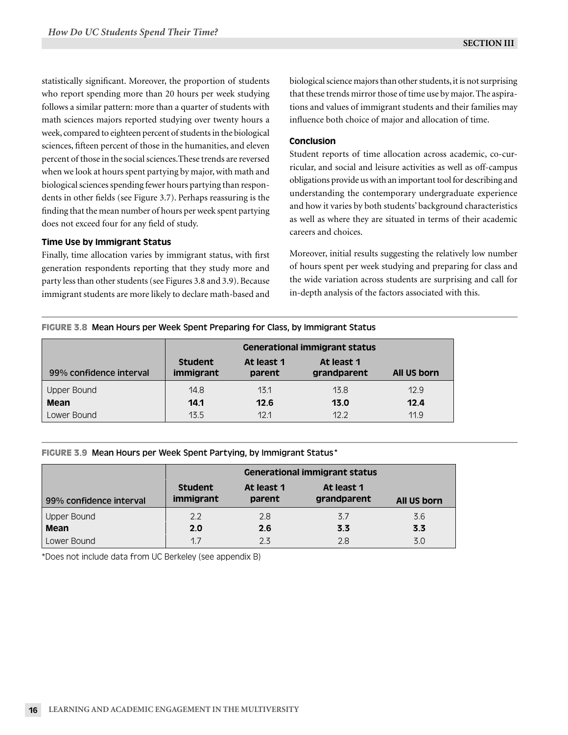statistically significant. Moreover, the proportion of students who report spending more than 20 hours per week studying follows a similar pattern: more than a quarter of students with math sciences majors reported studying over twenty hours a week, compared to eighteen percent of students in the biological sciences, fifteen percent of those in the humanities, and eleven percent of those in the social sciences.These trends are reversed when we look at hours spent partying by major, with math and biological sciences spending fewer hours partying than respondents in other fields (see Figure 3.7). Perhaps reassuring is the finding that the mean number of hours per week spent partying does not exceed four for any field of study.

### Time Use by Immigrant Status

Finally, time allocation varies by immigrant status, with first generation respondents reporting that they study more and party less than other students (see Figures 3.8 and 3.9). Because immigrant students are more likely to declare math-based and biological science majors than other students, it is not surprising that these trends mirror those of time use by major. The aspirations and values of immigrant students and their families may influence both choice of major and allocation of time.

### Conclusion

Student reports of time allocation across academic, co-curricular, and social and leisure activities as well as off-campus obligations provide us with an important tool for describing and understanding the contemporary undergraduate experience and how it varies by both students' background characteristics as well as where they are situated in terms of their academic careers and choices.

Moreover, initial results suggesting the relatively low number of hours spent per week studying and preparing for class and the wide variation across students are surprising and call for in-depth analysis of the factors associated with this.

**FIGURE 3.8** Mean Hours per Week Spent Preparing for Class, by Immigrant Status

| | Generational immigrant status | | | |
|---|---|---|---|---|
| 99% confidence interval | Student immigrant | At least 1 parent | At least 1 grandparent | All US born |
| Upper Bound | 14.8 | 13.1 | 13.8 | 12.9 |
| **Mean** | **14.1** | **12.6** | **13.0** | **12.4** |
| Lower Bound | 13.5 | 12.1 | 12.2 | 11.9 |

**FIGURE 3.9** Mean Hours per Week Spent Partying, by Immigrant Status*

| | Generational immigrant status | | | |
|---|---|---|---|---|
| 99% confidence interval | Student immigrant | At least 1 parent | At least 1 grandparent | All US born |
| Upper Bound | 2.2 | 2.8 | 3.7 | 3.6 |
| **Mean** | **2.0** | **2.6** | **3.3** | **3.3** |
| Lower Bound | 1.7 | 2.3 | 2.8 | 3.0 |

*Does not include data from UC Berkeley (see appendix B)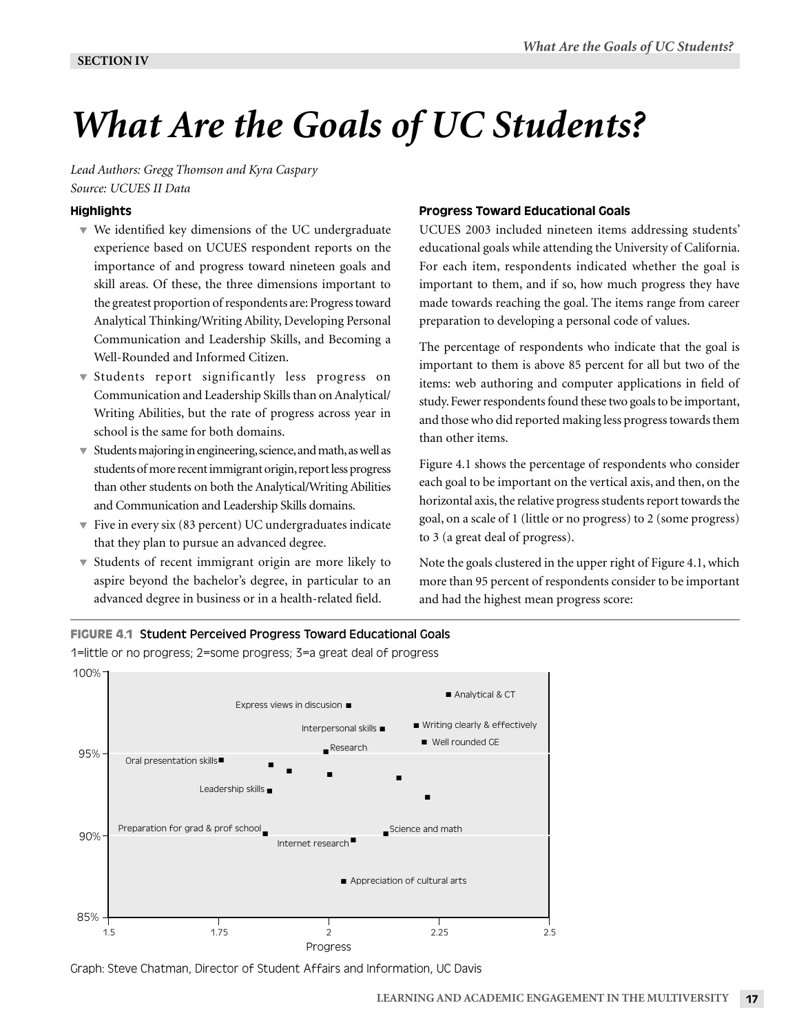SECTION IV

# What Are the Goals of UC Students?

*Lead Authors: Gregg Thomson and Kyra Caspary*
*Source: UCUES II Data*

### Highlights

- We identified key dimensions of the UC undergraduate experience based on UCUES respondent reports on the importance of and progress toward nineteen goals and skill areas. Of these, the three dimensions important to the greatest proportion of respondents are: Progress toward Analytical Thinking/Writing Ability, Developing Personal Communication and Leadership Skills, and Becoming a Well-Rounded and Informed Citizen.
- Students report significantly less progress on Communication and Leadership Skills than on Analytical/Writing Abilities, but the rate of progress across year in school is the same for both domains.
- Students majoring in engineering, science, and math, as well as students of more recent immigrant origin, report less progress than other students on both the Analytical/Writing Abilities and Communication and Leadership Skills domains.
- Five in every six (83 percent) UC undergraduates indicate that they plan to pursue an advanced degree.
- Students of recent immigrant origin are more likely to aspire beyond the bachelor's degree, in particular to an advanced degree in business or in a health-related field.

### Progress Toward Educational Goals

UCUES 2003 included nineteen items addressing students' educational goals while attending the University of California. For each item, respondents indicated whether the goal is important to them, and if so, how much progress they have made towards reaching the goal. The items range from career preparation to developing a personal code of values.

The percentage of respondents who indicate that the goal is important to them is above 85 percent for all but two of the items: web authoring and computer applications in field of study. Fewer respondents found these two goals to be important, and those who did reported making less progress towards them than other items.

Figure 4.1 shows the percentage of respondents who consider each goal to be important on the vertical axis, and then, on the horizontal axis, the relative progress students report towards the goal, on a scale of 1 (little or no progress) to 2 (some progress) to 3 (a great deal of progress).

Note the goals clustered in the upper right of Figure 4.1, which more than 95 percent of respondents consider to be important and had the highest mean progress score:

**FIGURE 4.1 Student Perceived Progress Toward Educational Goals**
1=little or no progress; 2=some progress; 3=a great deal of progress

Graph: Steve Chatman, Director of Student Affairs and Information, UC Davis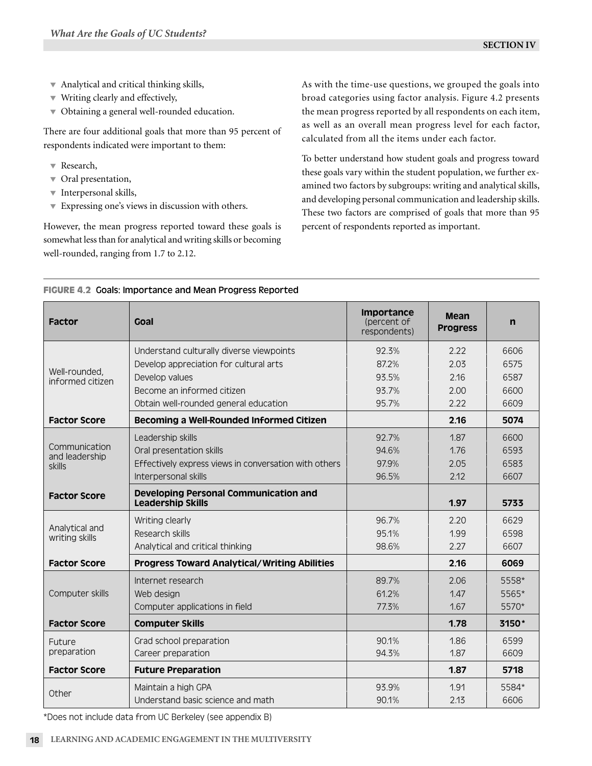- Analytical and critical thinking skills,
- Writing clearly and effectively,
- Obtaining a general well-rounded education.

There are four additional goals that more than 95 percent of respondents indicated were important to them:

- Research,
- Oral presentation,
- Interpersonal skills,
- Expressing one's views in discussion with others.

However, the mean progress reported toward these goals is somewhat less than for analytical and writing skills or becoming well-rounded, ranging from 1.7 to 2.12.

As with the time-use questions, we grouped the goals into broad categories using factor analysis. Figure 4.2 presents the mean progress reported by all respondents on each item, as well as an overall mean progress level for each factor, calculated from all the items under each factor.

To better understand how student goals and progress toward these goals vary within the student population, we further examined two factors by subgroups: writing and analytical skills, and developing personal communication and leadership skills. These two factors are comprised of goals that more than 95 percent of respondents reported as important.

**FIGURE 4.2** Goals: Importance and Mean Progress Reported

| Factor | Goal | Importance (percent of respondents) | Mean Progress | n |
|---|---|---|---|---|
| Well-rounded, informed citizen | Understand culturally diverse viewpoints | 92.3% | 2.22 | 6606 |
| | Develop appreciation for cultural arts | 87.2% | 2.03 | 6575 |
| | Develop values | 93.5% | 2.16 | 6587 |
| | Become an informed citizen | 93.7% | 2.00 | 6600 |
| | Obtain well-rounded general education | 95.7% | 2.22 | 6609 |
| **Factor Score** | **Becoming a Well-Rounded Informed Citizen** | | **2.16** | **5074** |
| Communication and leadership skills | Leadership skills | 92.7% | 1.87 | 6600 |
| | Oral presentation skills | 94.6% | 1.76 | 6593 |
| | Effectively express views in conversation with others | 97.9% | 2.05 | 6583 |
| | Interpersonal skills | 96.5% | 2.12 | 6607 |
| **Factor Score** | **Developing Personal Communication and Leadership Skills** | | **1.97** | **5733** |
| Analytical and writing skills | Writing clearly | 96.7% | 2.20 | 6629 |
| | Research skills | 95.1% | 1.99 | 6598 |
| | Analytical and critical thinking | 98.6% | 2.27 | 6607 |
| **Factor Score** | **Progress Toward Analytical/Writing Abilities** | | **2.16** | **6069** |
| Computer skills | Internet research | 89.7% | 2.06 | 5558* |
| | Web design | 61.2% | 1.47 | 5565* |
| | Computer applications in field | 77.3% | 1.67 | 5570* |
| **Factor Score** | **Computer Skills** | | **1.78** | **3150*** |
| Future preparation | Grad school preparation | 90.1% | 1.86 | 6599 |
| | Career preparation | 94.3% | 1.87 | 6609 |
| **Factor Score** | **Future Preparation** | | **1.87** | **5718** |
| Other | Maintain a high GPA | 93.9% | 1.91 | 5584* |
| | Understand basic science and math | 90.1% | 2.13 | 6606 |

*Does not include data from UC Berkeley (see appendix B)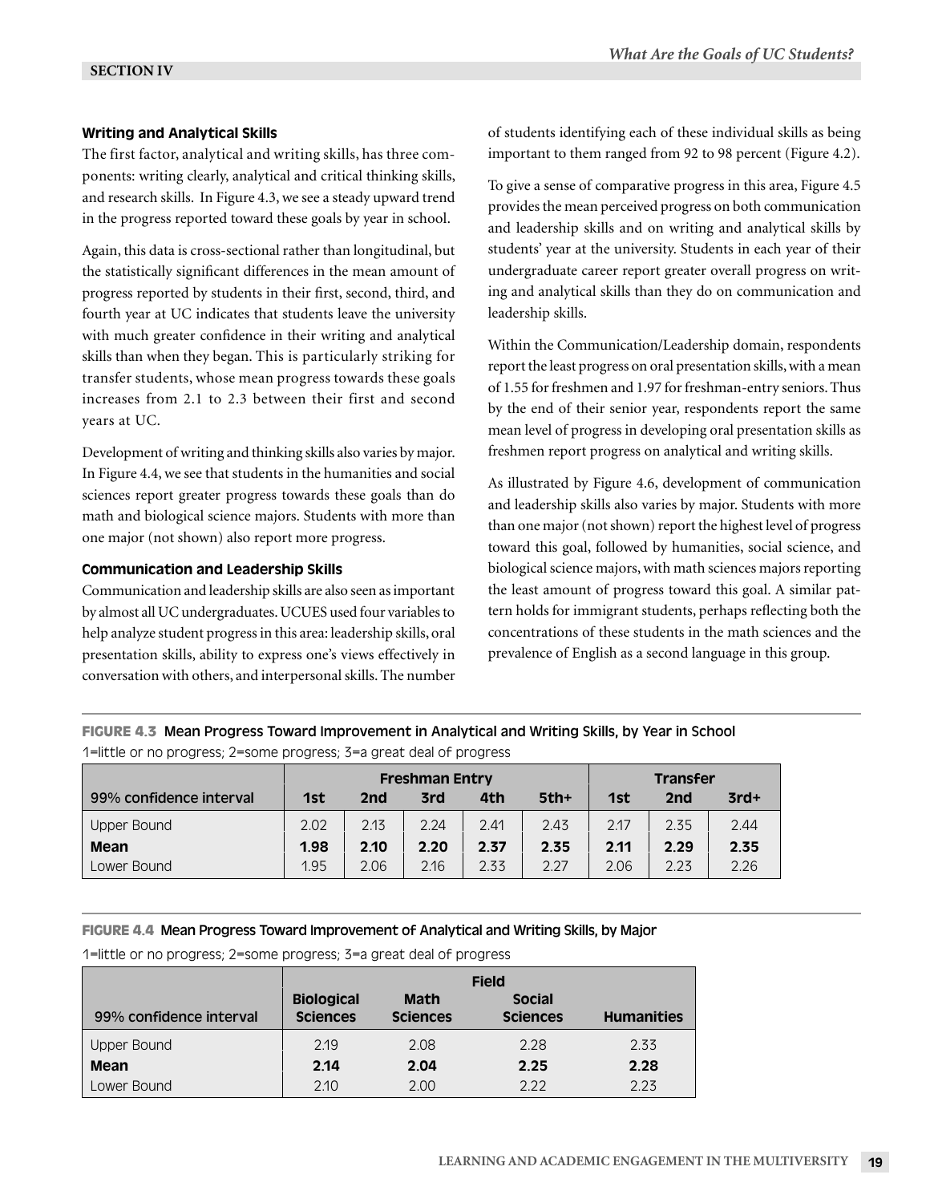### Writing and Analytical Skills

The first factor, analytical and writing skills, has three components: writing clearly, analytical and critical thinking skills, and research skills. In Figure 4.3, we see a steady upward trend in the progress reported toward these goals by year in school.

Again, this data is cross-sectional rather than longitudinal, but the statistically significant differences in the mean amount of progress reported by students in their first, second, third, and fourth year at UC indicates that students leave the university with much greater confidence in their writing and analytical skills than when they began. This is particularly striking for transfer students, whose mean progress towards these goals increases from 2.1 to 2.3 between their first and second years at UC.

Development of writing and thinking skills also varies by major. In Figure 4.4, we see that students in the humanities and social sciences report greater progress towards these goals than do math and biological science majors. Students with more than one major (not shown) also report more progress.

### Communication and Leadership Skills

Communication and leadership skills are also seen as important by almost all UC undergraduates. UCUES used four variables to help analyze student progress in this area: leadership skills, oral presentation skills, ability to express one's views effectively in conversation with others, and interpersonal skills. The number of students identifying each of these individual skills as being important to them ranged from 92 to 98 percent (Figure 4.2).

To give a sense of comparative progress in this area, Figure 4.5 provides the mean perceived progress on both communication and leadership skills and on writing and analytical skills by students' year at the university. Students in each year of their undergraduate career report greater overall progress on writing and analytical skills than they do on communication and leadership skills.

Within the Communication/Leadership domain, respondents report the least progress on oral presentation skills, with a mean of 1.55 for freshmen and 1.97 for freshman-entry seniors. Thus by the end of their senior year, respondents report the same mean level of progress in developing oral presentation skills as freshmen report progress on analytical and writing skills.

As illustrated by Figure 4.6, development of communication and leadership skills also varies by major. Students with more than one major (not shown) report the highest level of progress toward this goal, followed by humanities, social science, and biological science majors, with math sciences majors reporting the least amount of progress toward this goal. A similar pattern holds for immigrant students, perhaps reflecting both the concentrations of these students in the math sciences and the prevalence of English as a second language in this group.

**FIGURE 4.3** Mean Progress Toward Improvement in Analytical and Writing Skills, by Year in School

1=little or no progress; 2=some progress; 3=a great deal of progress

| | Freshman Entry | | | | | Transfer | | |
|---|---|---|---|---|---|---|---|---|
| 99% confidence interval | 1st | 2nd | 3rd | 4th | 5th+ | 1st | 2nd | 3rd+ |
| Upper Bound | 2.02 | 2.13 | 2.24 | 2.41 | 2.43 | 2.17 | 2.35 | 2.44 |
| **Mean** | **1.98** | **2.10** | **2.20** | **2.37** | **2.35** | **2.11** | **2.29** | **2.35** |
| Lower Bound | 1.95 | 2.06 | 2.16 | 2.33 | 2.27 | 2.06 | 2.23 | 2.26 |

**FIGURE 4.4** Mean Progress Toward Improvement of Analytical and Writing Skills, by Major

1=little or no progress; 2=some progress; 3=a great deal of progress

| | Field | | | |
|---|---|---|---|---|
| 99% confidence interval | Biological Sciences | Math Sciences | Social Sciences | Humanities |
| Upper Bound | 2.19 | 2.08 | 2.28 | 2.33 |
| **Mean** | **2.14** | **2.04** | **2.25** | **2.28** |
| Lower Bound | 2.10 | 2.00 | 2.22 | 2.23 |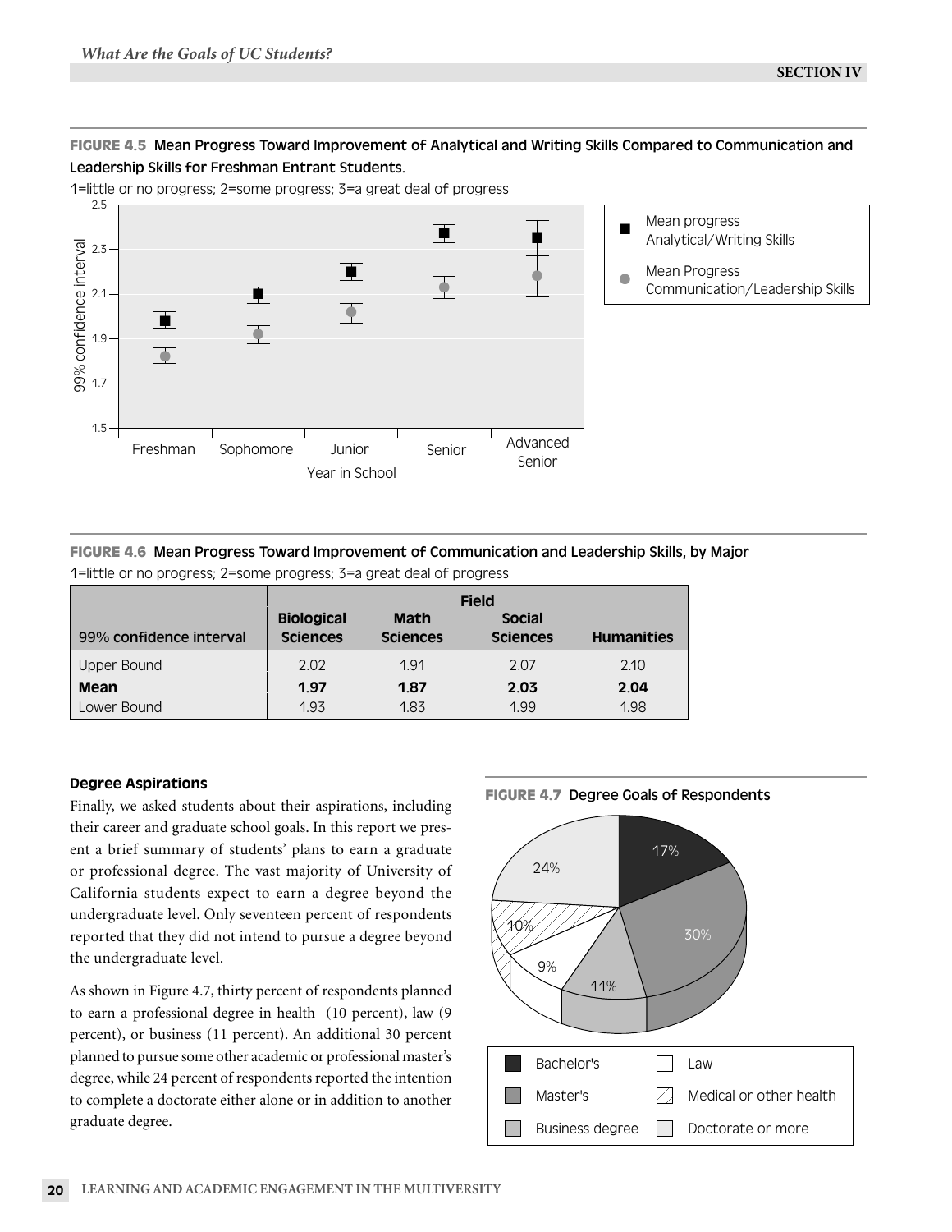**FIGURE 4.5** Mean Progress Toward Improvement of Analytical and Writing Skills Compared to Communication and Leadership Skills for Freshman Entrant Students.

1=little or no progress; 2=some progress; 3=a great deal of progress

**FIGURE 4.6** Mean Progress Toward Improvement of Communication and Leadership Skills, by Major

1=little or no progress; 2=some progress; 3=a great deal of progress

| | Field | | | |
|---|---|---|---|---|
| 99% confidence interval | Biological Sciences | Math Sciences | Social Sciences | Humanities |
| Upper Bound | 2.02 | 1.91 | 2.07 | 2.10 |
| **Mean** | **1.97** | **1.87** | **2.03** | **2.04** |
| Lower Bound | 1.93 | 1.83 | 1.99 | 1.98 |

### Degree Aspirations

Finally, we asked students about their aspirations, including their career and graduate school goals. In this report we present a brief summary of students' plans to earn a graduate or professional degree. The vast majority of University of California students expect to earn a degree beyond the undergraduate level. Only seventeen percent of respondents reported that they did not intend to pursue a degree beyond the undergraduate level.

As shown in Figure 4.7, thirty percent of respondents planned to earn a professional degree in health (10 percent), law (9 percent), or business (11 percent). An additional 30 percent planned to pursue some other academic or professional master's degree, while 24 percent of respondents reported the intention to complete a doctorate either alone or in addition to another graduate degree.

**FIGURE 4.7** Degree Goals of Respondents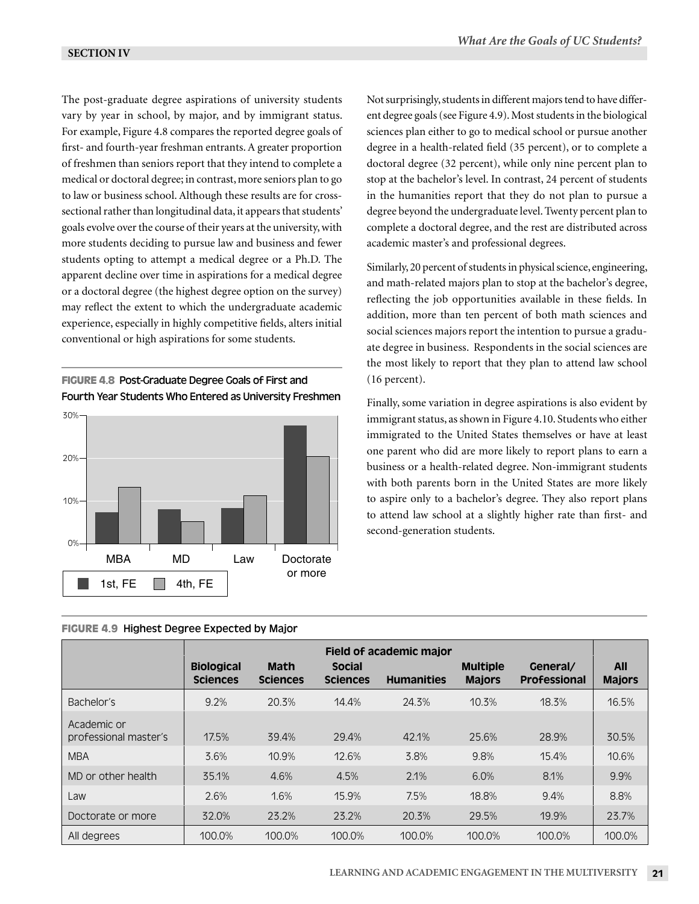The post-graduate degree aspirations of university students vary by year in school, by major, and by immigrant status. For example, Figure 4.8 compares the reported degree goals of first- and fourth-year freshman entrants. A greater proportion of freshmen than seniors report that they intend to complete a medical or doctoral degree; in contrast, more seniors plan to go to law or business school. Although these results are for cross-sectional rather than longitudinal data, it appears that students' goals evolve over the course of their years at the university, with more students deciding to pursue law and business and fewer students opting to attempt a medical degree or a Ph.D. The apparent decline over time in aspirations for a medical degree or a doctoral degree (the highest degree option on the survey) may reflect the extent to which the undergraduate academic experience, especially in highly competitive fields, alters initial conventional or high aspirations for some students.

**FIGURE 4.8** Post-Graduate Degree Goals of First and Fourth Year Students Who Entered as University Freshmen

Not surprisingly, students in different majors tend to have different degree goals (see Figure 4.9). Most students in the biological sciences plan either to go to medical school or pursue another degree in a health-related field (35 percent), or to complete a doctoral degree (32 percent), while only nine percent plan to stop at the bachelor's level. In contrast, 24 percent of students in the humanities report that they do not plan to pursue a degree beyond the undergraduate level. Twenty percent plan to complete a doctoral degree, and the rest are distributed across academic master's and professional degrees.

Similarly, 20 percent of students in physical science, engineering, and math-related majors plan to stop at the bachelor's degree, reflecting the job opportunities available in these fields. In addition, more than ten percent of both math sciences and social sciences majors report the intention to pursue a graduate degree in business. Respondents in the social sciences are the most likely to report that they plan to attend law school (16 percent).

Finally, some variation in degree aspirations is also evident by immigrant status, as shown in Figure 4.10. Students who either immigrated to the United States themselves or have at least one parent who did are more likely to report plans to earn a business or a health-related degree. Non-immigrant students with both parents born in the United States are more likely to aspire only to a bachelor's degree. They also report plans to attend law school at a slightly higher rate than first- and second-generation students.

**FIGURE 4.9** Highest Degree Expected by Major

| | Field of academic major | | | | | | |
|---|---|---|---|---|---|---|---|
| | **Biological Sciences** | **Math Sciences** | **Social Sciences** | **Humanities** | **Multiple Majors** | **General/ Professional** | **All Majors** |
| Bachelor's | 9.2% | 20.3% | 14.4% | 24.3% | 10.3% | 18.3% | 16.5% |
| Academic or professional master's | 17.5% | 39.4% | 29.4% | 42.1% | 25.6% | 28.9% | 30.5% |
| MBA | 3.6% | 10.9% | 12.6% | 3.8% | 9.8% | 15.4% | 10.6% |
| MD or other health | 35.1% | 4.6% | 4.5% | 2.1% | 6.0% | 8.1% | 9.9% |
| Law | 2.6% | 1.6% | 15.9% | 7.5% | 18.8% | 9.4% | 8.8% |
| Doctorate or more | 32.0% | 23.2% | 23.2% | 20.3% | 29.5% | 19.9% | 23.7% |
| All degrees | 100.0% | 100.0% | 100.0% | 100.0% | 100.0% | 100.0% | 100.0% |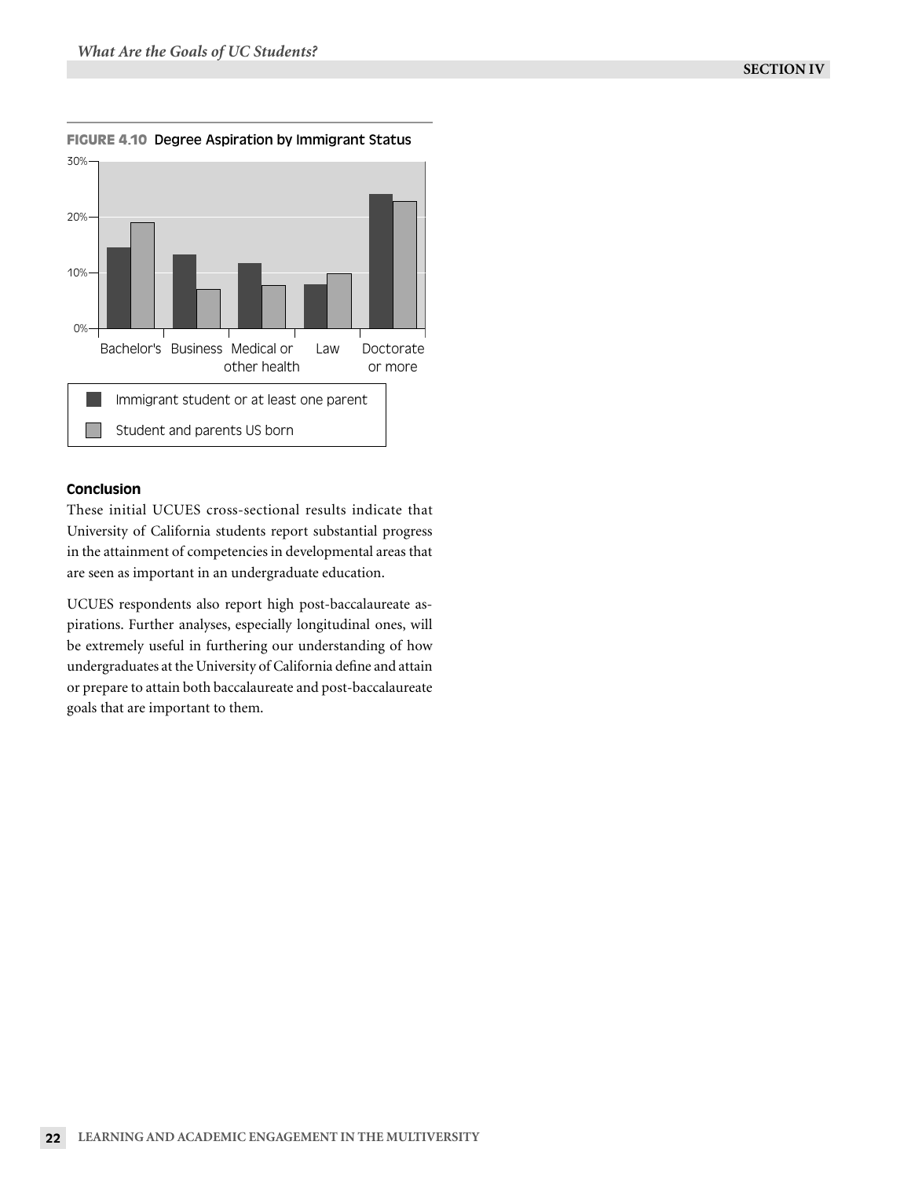**FIGURE 4.10** Degree Aspiration by Immigrant Status

#### Conclusion

These initial UCUES cross-sectional results indicate that University of California students report substantial progress in the attainment of competencies in developmental areas that are seen as important in an undergraduate education.

UCUES respondents also report high post-baccalaureate aspirations. Further analyses, especially longitudinal ones, will be extremely useful in furthering our understanding of how undergraduates at the University of California define and attain or prepare to attain both baccalaureate and post-baccalaureate goals that are important to them.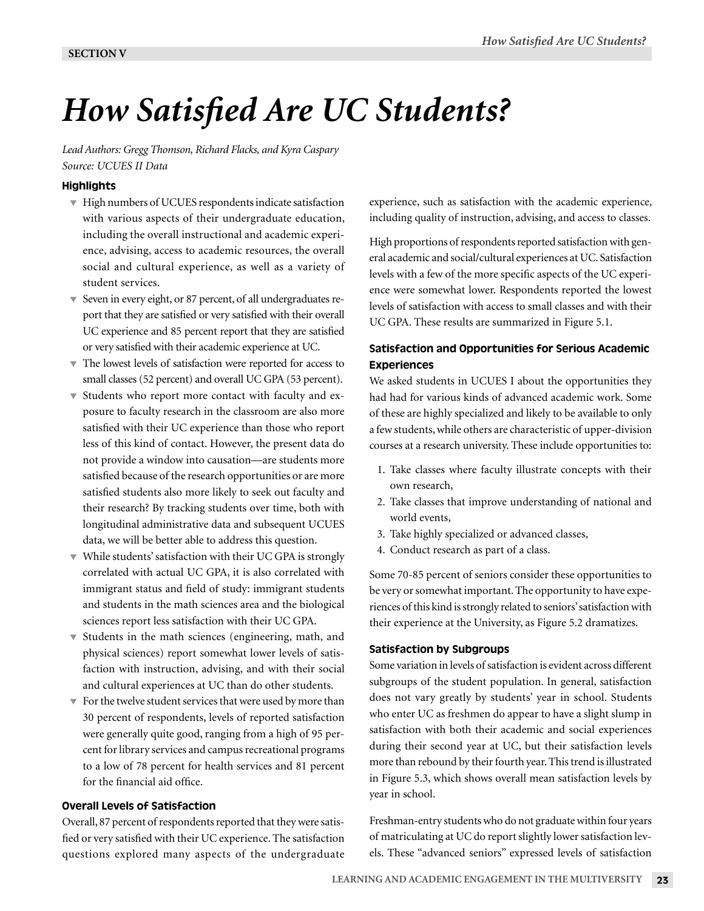SECTION V

# *How Satisfied Are UC Students?*

*Lead Authors: Gregg Thomson, Richard Flacks, and Kyra Caspary*
*Source: UCUES II Data*

### Highlights

- High numbers of UCUES respondents indicate satisfaction with various aspects of their undergraduate education, including the overall instructional and academic experience, advising, access to academic resources, the overall social and cultural experience, as well as a variety of student services.
- Seven in every eight, or 87 percent, of all undergraduates report that they are satisfied or very satisfied with their overall UC experience and 85 percent report that they are satisfied or very satisfied with their academic experience at UC.
- The lowest levels of satisfaction were reported for access to small classes (52 percent) and overall UC GPA (53 percent).
- Students who report more contact with faculty and exposure to faculty research in the classroom are also more satisfied with their UC experience than those who report less of this kind of contact. However, the present data do not provide a window into causation—are students more satisfied because of the research opportunities or are more satisfied students also more likely to seek out faculty and their research? By tracking students over time, both with longitudinal administrative data and subsequent UCUES data, we will be better able to address this question.
- While students' satisfaction with their UC GPA is strongly correlated with actual UC GPA, it is also correlated with immigrant status and field of study: immigrant students and students in the math sciences area and the biological sciences report less satisfaction with their UC GPA.
- Students in the math sciences (engineering, math, and physical sciences) report somewhat lower levels of satisfaction with instruction, advising, and with their social and cultural experiences at UC than do other students.
- For the twelve student services that were used by more than 30 percent of respondents, levels of reported satisfaction were generally quite good, ranging from a high of 95 percent for library services and campus recreational programs to a low of 78 percent for health services and 81 percent for the financial aid office.

### Overall Levels of Satisfaction

Overall, 87 percent of respondents reported that they were satisfied or very satisfied with their UC experience. The satisfaction questions explored many aspects of the undergraduate experience, such as satisfaction with the academic experience, including quality of instruction, advising, and access to classes.

High proportions of respondents reported satisfaction with general academic and social/cultural experiences at UC. Satisfaction levels with a few of the more specific aspects of the UC experience were somewhat lower. Respondents reported the lowest levels of satisfaction with access to small classes and with their UC GPA. These results are summarized in Figure 5.1.

### Satisfaction and Opportunities for Serious Academic Experiences

We asked students in UCUES I about the opportunities they had had for various kinds of advanced academic work. Some of these are highly specialized and likely to be available to only a few students, while others are characteristic of upper-division courses at a research university. These include opportunities to:

1. Take classes where faculty illustrate concepts with their own research,
2. Take classes that improve understanding of national and world events,
3. Take highly specialized or advanced classes,
4. Conduct research as part of a class.

Some 70-85 percent of seniors consider these opportunities to be very or somewhat important. The opportunity to have experiences of this kind is strongly related to seniors' satisfaction with their experience at the University, as Figure 5.2 dramatizes.

### Satisfaction by Subgroups

Some variation in levels of satisfaction is evident across different subgroups of the student population. In general, satisfaction does not vary greatly by students' year in school. Students who enter UC as freshmen do appear to have a slight slump in satisfaction with both their academic and social experiences during their second year at UC, but their satisfaction levels more than rebound by their fourth year. This trend is illustrated in Figure 5.3, which shows overall mean satisfaction levels by year in school.

Freshman-entry students who do not graduate within four years of matriculating at UC do report slightly lower satisfaction levels. These "advanced seniors" expressed levels of satisfaction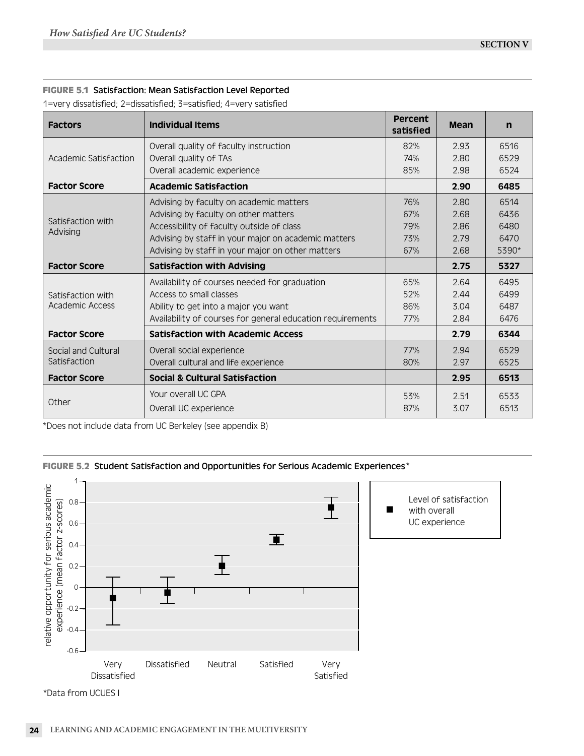**FIGURE 5.1** Satisfaction: Mean Satisfaction Level Reported

1=very dissatisfied; 2=dissatisfied; 3=satisfied; 4=very satisfied

| Factors | Individual Items | Percent satisfied | Mean | n |
|---|---|---|---|---|
| Academic Satisfaction | Overall quality of faculty instruction | 82% | 2.93 | 6516 |
| | Overall quality of TAs | 74% | 2.80 | 6529 |
| | Overall academic experience | 85% | 2.98 | 6524 |
| **Factor Score** | **Academic Satisfaction** | | **2.90** | **6485** |
| Satisfaction with Advising | Advising by faculty on academic matters | 76% | 2.80 | 6514 |
| | Advising by faculty on other matters | 67% | 2.68 | 6436 |
| | Accessibility of faculty outside of class | 79% | 2.86 | 6480 |
| | Advising by staff in your major on academic matters | 73% | 2.79 | 6470 |
| | Advising by staff in your major on other matters | 67% | 2.68 | 5390* |
| **Factor Score** | **Satisfaction with Advising** | | **2.75** | **5327** |
| Satisfaction with Academic Access | Availability of courses needed for graduation | 65% | 2.64 | 6495 |
| | Access to small classes | 52% | 2.44 | 6499 |
| | Ability to get into a major you want | 86% | 3.04 | 6487 |
| | Availability of courses for general education requirements | 77% | 2.84 | 6476 |
| **Factor Score** | **Satisfaction with Academic Access** | | **2.79** | **6344** |
| Social and Cultural Satisfaction | Overall social experience | 77% | 2.94 | 6529 |
| | Overall cultural and life experience | 80% | 2.97 | 6525 |
| **Factor Score** | **Social & Cultural Satisfaction** | | **2.95** | **6513** |
| Other | Your overall UC GPA | 53% | 2.51 | 6533 |
| | Overall UC experience | 87% | 3.07 | 6513 |

*Does not include data from UC Berkeley (see appendix B)

**FIGURE 5.2** Student Satisfaction and Opportunities for Serious Academic Experiences*

*Data from UCUES I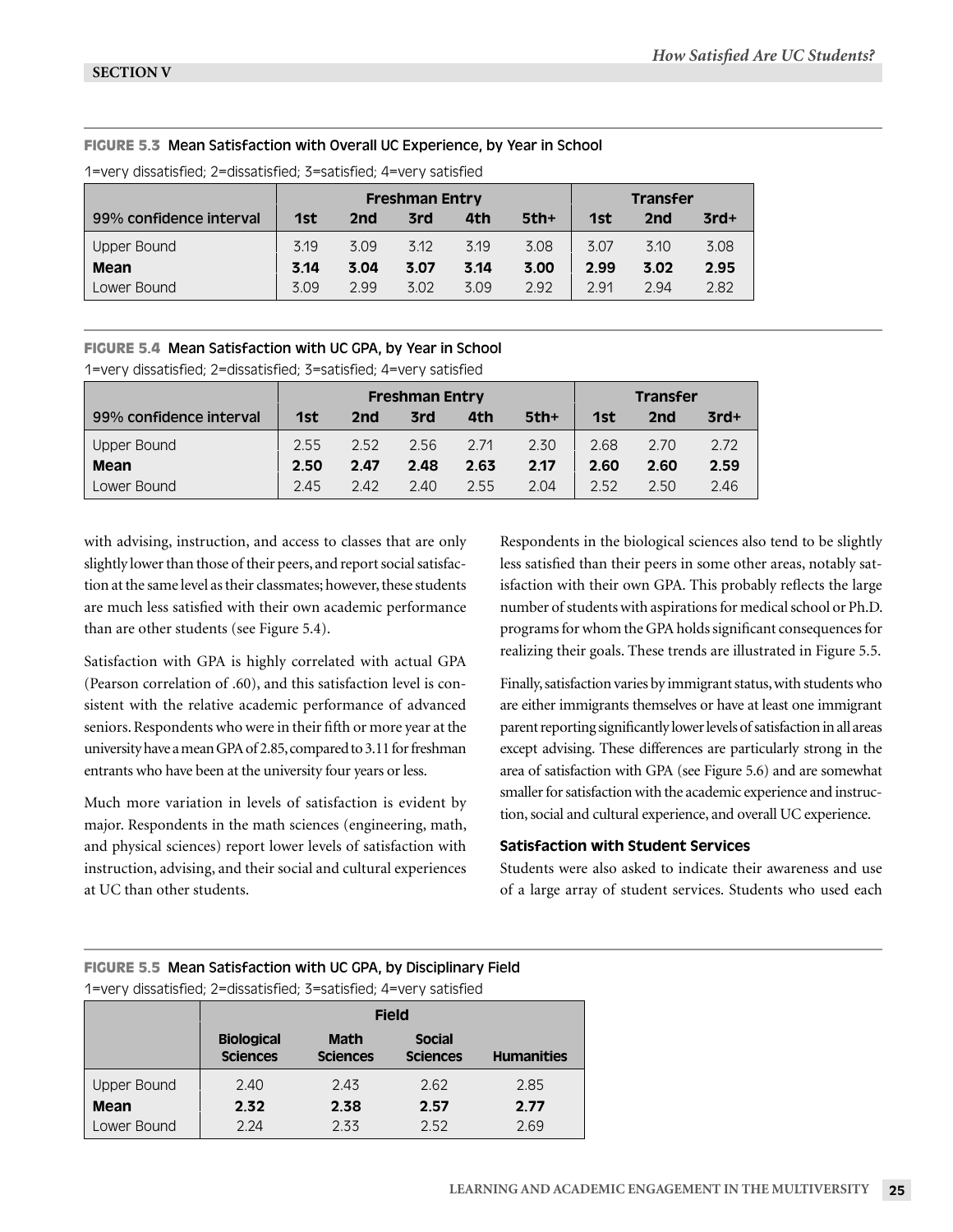**FIGURE 5.3** Mean Satisfaction with Overall UC Experience, by Year in School

1=very dissatisfied; 2=dissatisfied; 3=satisfied; 4=very satisfied

| | Freshman Entry | | | | | Transfer | | |
|---|---|---|---|---|---|---|---|---|
| 99% confidence interval | 1st | 2nd | 3rd | 4th | 5th+ | 1st | 2nd | 3rd+ |
| Upper Bound | 3.19 | 3.09 | 3.12 | 3.19 | 3.08 | 3.07 | 3.10 | 3.08 |
| **Mean** | **3.14** | **3.04** | **3.07** | **3.14** | **3.00** | **2.99** | **3.02** | **2.95** |
| Lower Bound | 3.09 | 2.99 | 3.02 | 3.09 | 2.92 | 2.91 | 2.94 | 2.82 |

**FIGURE 5.4** Mean Satisfaction with UC GPA, by Year in School

1=very dissatisfied; 2=dissatisfied; 3=satisfied; 4=very satisfied

| | Freshman Entry | | | | | Transfer | | |
|---|---|---|---|---|---|---|---|---|
| 99% confidence interval | 1st | 2nd | 3rd | 4th | 5th+ | 1st | 2nd | 3rd+ |
| Upper Bound | 2.55 | 2.52 | 2.56 | 2.71 | 2.30 | 2.68 | 2.70 | 2.72 |
| **Mean** | **2.50** | **2.47** | **2.48** | **2.63** | **2.17** | **2.60** | **2.60** | **2.59** |
| Lower Bound | 2.45 | 2.42 | 2.40 | 2.55 | 2.04 | 2.52 | 2.50 | 2.46 |

with advising, instruction, and access to classes that are only slightly lower than those of their peers, and report social satisfaction at the same level as their classmates; however, these students are much less satisfied with their own academic performance than are other students (see Figure 5.4).

Satisfaction with GPA is highly correlated with actual GPA (Pearson correlation of .60), and this satisfaction level is consistent with the relative academic performance of advanced seniors. Respondents who were in their fifth or more year at the university have a mean GPA of 2.85, compared to 3.11 for freshman entrants who have been at the university four years or less.

Much more variation in levels of satisfaction is evident by major. Respondents in the math sciences (engineering, math, and physical sciences) report lower levels of satisfaction with instruction, advising, and their social and cultural experiences at UC than other students.

Respondents in the biological sciences also tend to be slightly less satisfied than their peers in some other areas, notably satisfaction with their own GPA. This probably reflects the large number of students with aspirations for medical school or Ph.D. programs for whom the GPA holds significant consequences for realizing their goals. These trends are illustrated in Figure 5.5.

Finally, satisfaction varies by immigrant status, with students who are either immigrants themselves or have at least one immigrant parent reporting significantly lower levels of satisfaction in all areas except advising. These differences are particularly strong in the area of satisfaction with GPA (see Figure 5.6) and are somewhat smaller for satisfaction with the academic experience and instruction, social and cultural experience, and overall UC experience.

### Satisfaction with Student Services

Students were also asked to indicate their awareness and use of a large array of student services. Students who used each

**FIGURE 5.5** Mean Satisfaction with UC GPA, by Disciplinary Field

1=very dissatisfied; 2=dissatisfied; 3=satisfied; 4=very satisfied

| | Field | | | |
|---|---|---|---|---|
| | Biological Sciences | Math Sciences | Social Sciences | Humanities |
| Upper Bound | 2.40 | 2.43 | 2.62 | 2.85 |
| **Mean** | **2.32** | **2.38** | **2.57** | **2.77** |
| Lower Bound | 2.24 | 2.33 | 2.52 | 2.69 |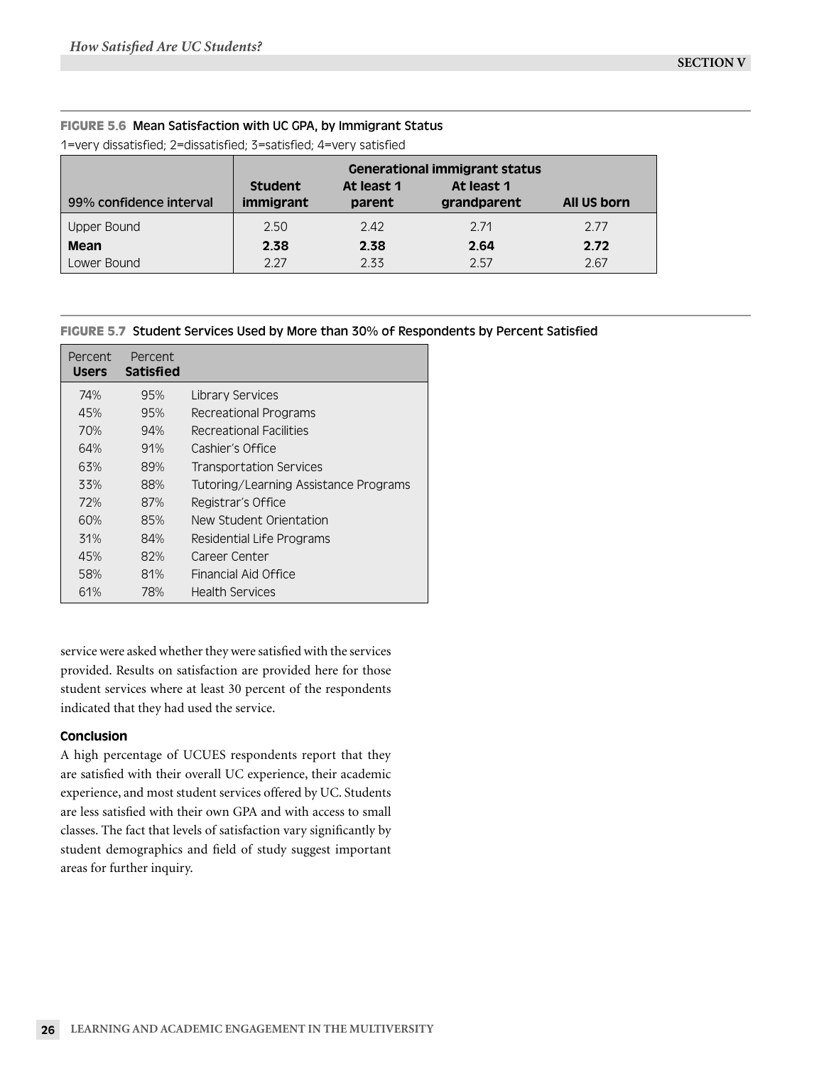**FIGURE 5.6** Mean Satisfaction with UC GPA, by Immigrant Status

1=very dissatisfied; 2=dissatisfied; 3=satisfied; 4=very satisfied

| | Generational immigrant status | | | |
|---|---|---|---|---|
| 99% confidence interval | Student immigrant | At least 1 parent | At least 1 grandparent | All US born |
| Upper Bound | 2.50 | 2.42 | 2.71 | 2.77 |
| **Mean** | **2.38** | **2.38** | **2.64** | **2.72** |
| Lower Bound | 2.27 | 2.33 | 2.57 | 2.67 |

**FIGURE 5.7** Student Services Used by More than 30% of Respondents by Percent Satisfied

| Percent **Users** | Percent **Satisfied** | |
|---|---|---|
| 74% | 95% | Library Services |
| 45% | 95% | Recreational Programs |
| 70% | 94% | Recreational Facilities |
| 64% | 91% | Cashier's Office |
| 63% | 89% | Transportation Services |
| 33% | 88% | Tutoring/Learning Assistance Programs |
| 72% | 87% | Registrar's Office |
| 60% | 85% | New Student Orientation |
| 31% | 84% | Residential Life Programs |
| 45% | 82% | Career Center |
| 58% | 81% | Financial Aid Office |
| 61% | 78% | Health Services |

service were asked whether they were satisfied with the services provided. Results on satisfaction are provided here for those student services where at least 30 percent of the respondents indicated that they had used the service.

### Conclusion

A high percentage of UCUES respondents report that they are satisfied with their overall UC experience, their academic experience, and most student services offered by UC. Students are less satisfied with their own GPA and with access to small classes. The fact that levels of satisfaction vary significantly by student demographics and field of study suggest important areas for further inquiry.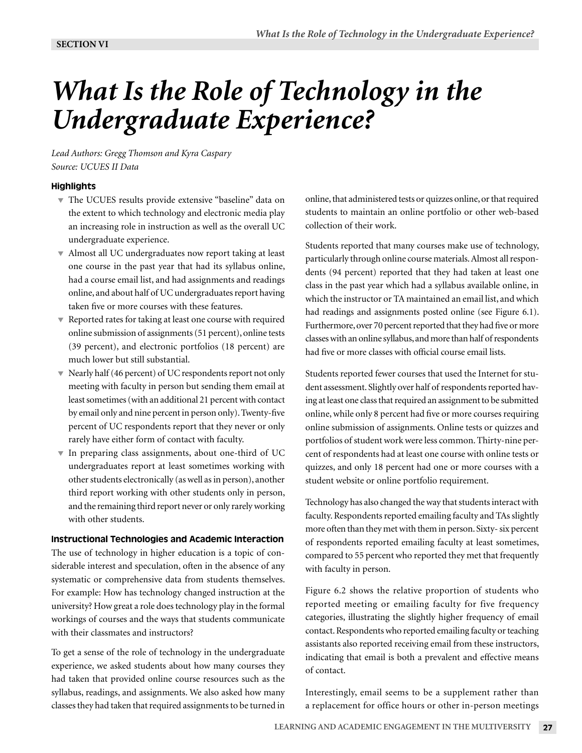# What Is the Role of Technology in the Undergraduate Experience?

*Lead Authors: Gregg Thomson and Kyra Caspary*
*Source: UCUES II Data*

### Highlights

- The UCUES results provide extensive "baseline" data on the extent to which technology and electronic media play an increasing role in instruction as well as the overall UC undergraduate experience.
- Almost all UC undergraduates now report taking at least one course in the past year that had its syllabus online, had a course email list, and had assignments and readings online, and about half of UC undergraduates report having taken five or more courses with these features.
- Reported rates for taking at least one course with required online submission of assignments (51 percent), online tests (39 percent), and electronic portfolios (18 percent) are much lower but still substantial.
- Nearly half (46 percent) of UC respondents report not only meeting with faculty in person but sending them email at least sometimes (with an additional 21 percent with contact by email only and nine percent in person only). Twenty-five percent of UC respondents report that they never or only rarely have either form of contact with faculty.
- In preparing class assignments, about one-third of UC undergraduates report at least sometimes working with other students electronically (as well as in person), another third report working with other students only in person, and the remaining third report never or only rarely working with other students.

### Instructional Technologies and Academic Interaction

The use of technology in higher education is a topic of considerable interest and speculation, often in the absence of any systematic or comprehensive data from students themselves. For example: How has technology changed instruction at the university? How great a role does technology play in the formal workings of courses and the ways that students communicate with their classmates and instructors?

To get a sense of the role of technology in the undergraduate experience, we asked students about how many courses they had taken that provided online course resources such as the syllabus, readings, and assignments. We also asked how many classes they had taken that required assignments to be turned in online, that administered tests or quizzes online, or that required students to maintain an online portfolio or other web-based collection of their work.

Students reported that many courses make use of technology, particularly through online course materials. Almost all respondents (94 percent) reported that they had taken at least one class in the past year which had a syllabus available online, in which the instructor or TA maintained an email list, and which had readings and assignments posted online (see Figure 6.1). Furthermore, over 70 percent reported that they had five or more classes with an online syllabus, and more than half of respondents had five or more classes with official course email lists.

Students reported fewer courses that used the Internet for student assessment. Slightly over half of respondents reported having at least one class that required an assignment to be submitted online, while only 8 percent had five or more courses requiring online submission of assignments. Online tests or quizzes and portfolios of student work were less common. Thirty-nine percent of respondents had at least one course with online tests or quizzes, and only 18 percent had one or more courses with a student website or online portfolio requirement.

Technology has also changed the way that students interact with faculty. Respondents reported emailing faculty and TAs slightly more often than they met with them in person. Sixty- six percent of respondents reported emailing faculty at least sometimes, compared to 55 percent who reported they met that frequently with faculty in person.

Figure 6.2 shows the relative proportion of students who reported meeting or emailing faculty for five frequency categories, illustrating the slightly higher frequency of email contact. Respondents who reported emailing faculty or teaching assistants also reported receiving email from these instructors, indicating that email is both a prevalent and effective means of contact.

Interestingly, email seems to be a supplement rather than a replacement for office hours or other in-person meetings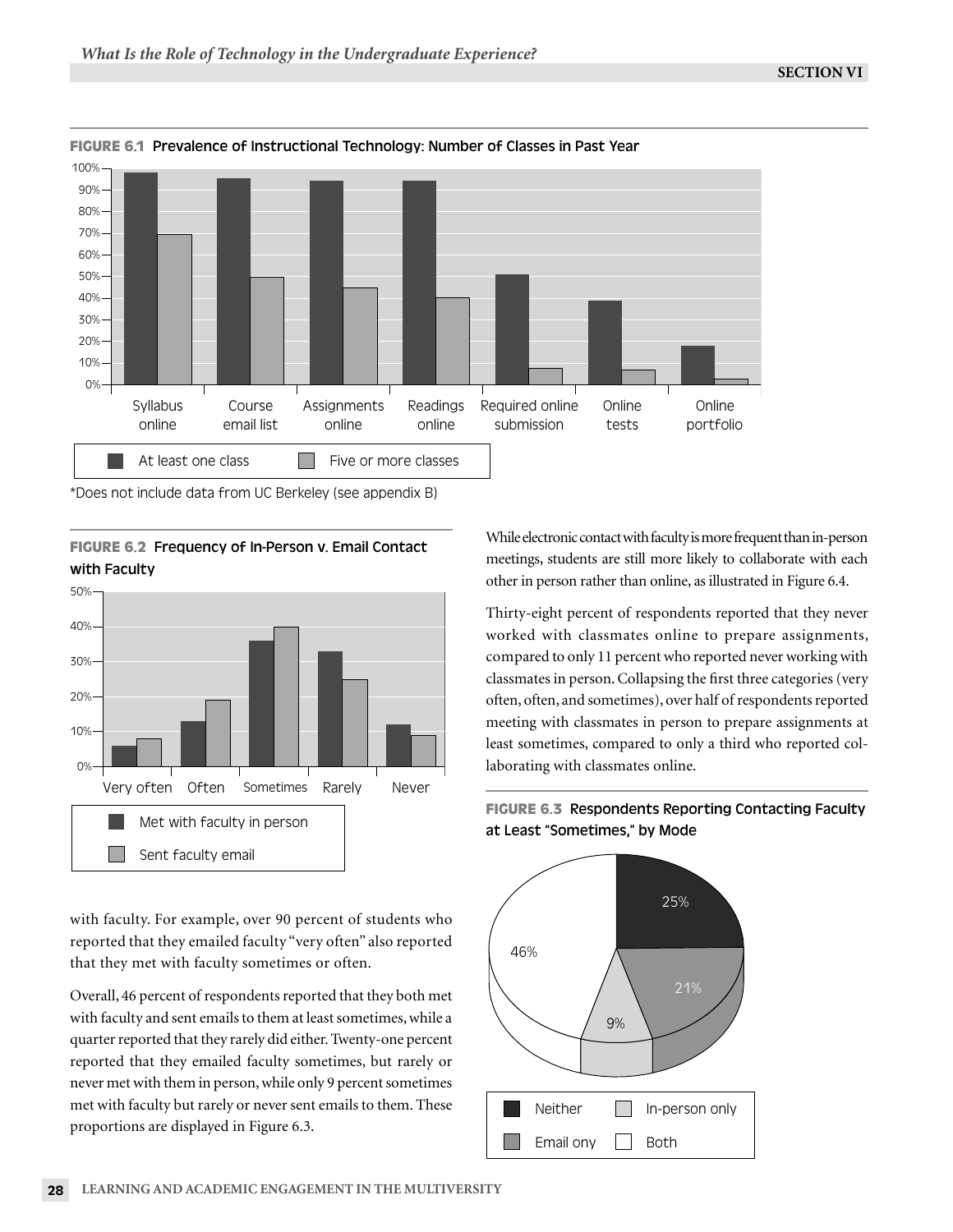**FIGURE 6.1** Prevalence of Instructional Technology: Number of Classes in Past Year

*Does not include data from UC Berkeley (see appendix B)

**FIGURE 6.2** Frequency of In-Person v. Email Contact with Faculty

with faculty. For example, over 90 percent of students who reported that they emailed faculty "very often" also reported that they met with faculty sometimes or often.

Overall, 46 percent of respondents reported that they both met with faculty and sent emails to them at least sometimes, while a quarter reported that they rarely did either. Twenty-one percent reported that they emailed faculty sometimes, but rarely or never met with them in person, while only 9 percent sometimes met with faculty but rarely or never sent emails to them. These proportions are displayed in Figure 6.3.

While electronic contact with faculty is more frequent than in-person meetings, students are still more likely to collaborate with each other in person rather than online, as illustrated in Figure 6.4.

Thirty-eight percent of respondents reported that they never worked with classmates online to prepare assignments, compared to only 11 percent who reported never working with classmates in person. Collapsing the first three categories (very often, often, and sometimes), over half of respondents reported meeting with classmates in person to prepare assignments at least sometimes, compared to only a third who reported collaborating with classmates online.

**FIGURE 6.3** Respondents Reporting Contacting Faculty at Least "Sometimes," by Mode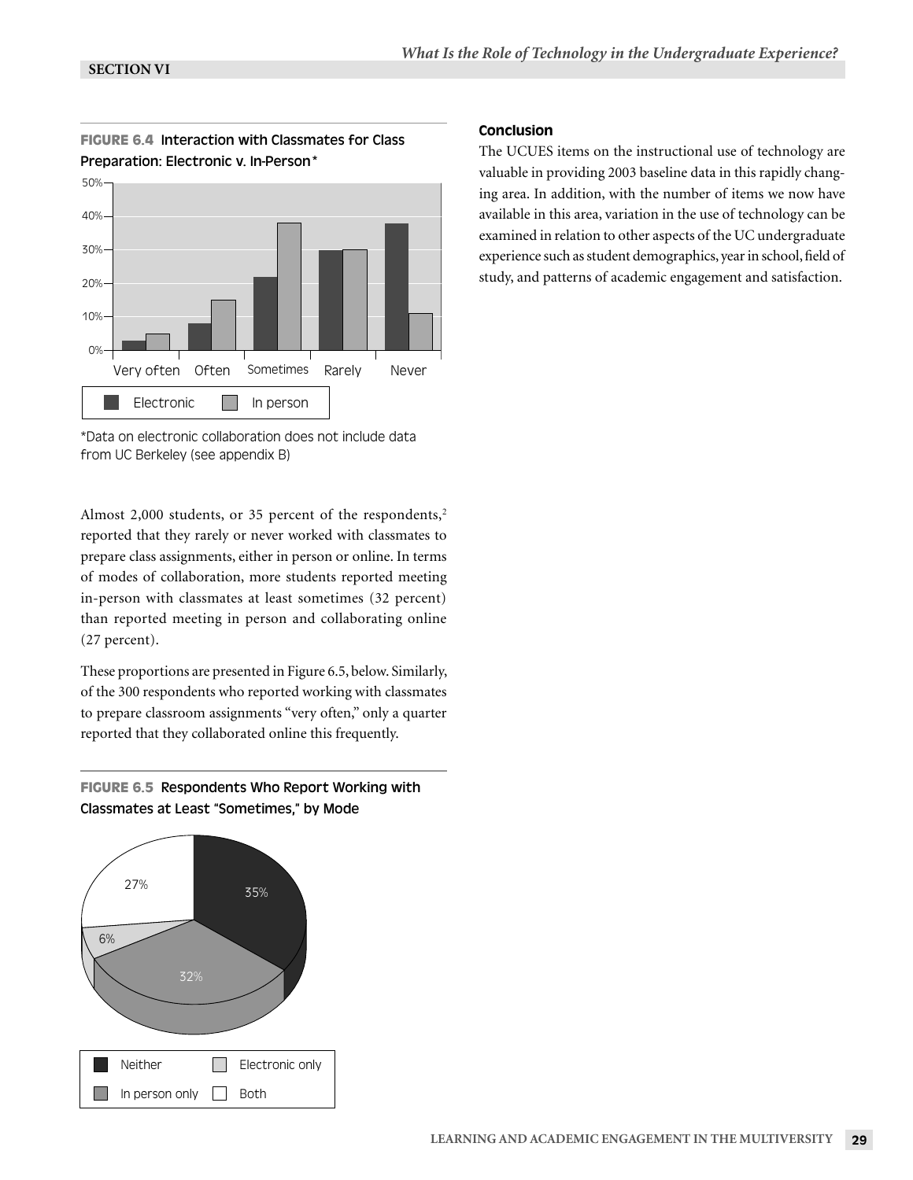**FIGURE 6.4** Interaction with Classmates for Class Preparation: Electronic v. In-Person*

*Data on electronic collaboration does not include data from UC Berkeley (see appendix B)

Almost 2,000 students, or 35 percent of the respondents,[2] reported that they rarely or never worked with classmates to prepare class assignments, either in person or online. In terms of modes of collaboration, more students reported meeting in-person with classmates at least sometimes (32 percent) than reported meeting in person and collaborating online (27 percent).

These proportions are presented in Figure 6.5, below. Similarly, of the 300 respondents who reported working with classmates to prepare classroom assignments "very often," only a quarter reported that they collaborated online this frequently.

**FIGURE 6.5** Respondents Who Report Working with Classmates at Least "Sometimes," by Mode

### Conclusion

The UCUES items on the instructional use of technology are valuable in providing 2003 baseline data in this rapidly changing area. In addition, with the number of items we now have available in this area, variation in the use of technology can be examined in relation to other aspects of the UC undergraduate experience such as student demographics, year in school, field of study, and patterns of academic engagement and satisfaction.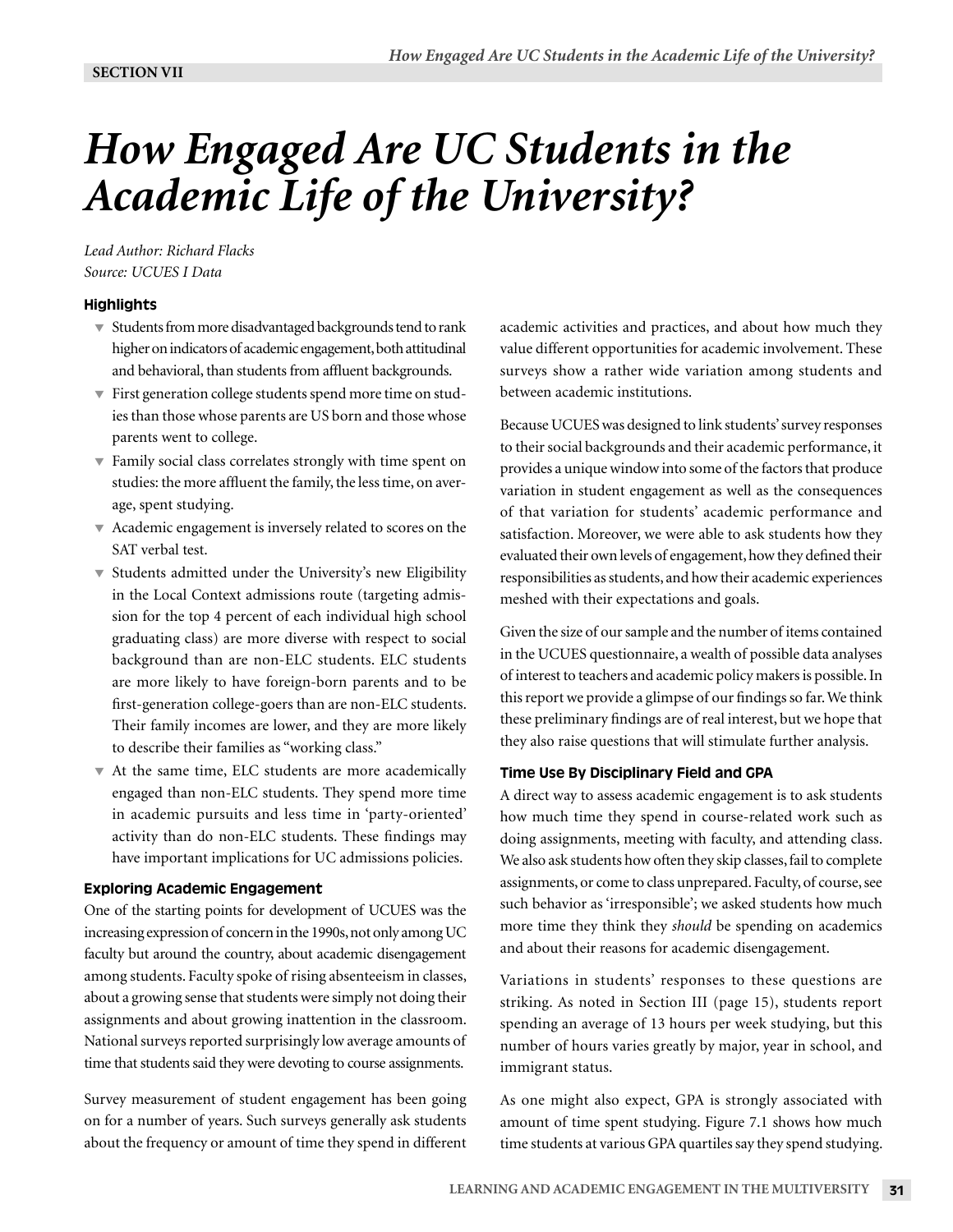**SECTION VII**

# *How Engaged Are UC Students in the Academic Life of the University?*

*Lead Author: Richard Flacks*
*Source: UCUES I Data*

### Highlights

- Students from more disadvantaged backgrounds tend to rank higher on indicators of academic engagement, both attitudinal and behavioral, than students from affluent backgrounds.
- First generation college students spend more time on studies than those whose parents are US born and those whose parents went to college.
- Family social class correlates strongly with time spent on studies: the more affluent the family, the less time, on average, spent studying.
- Academic engagement is inversely related to scores on the SAT verbal test.
- Students admitted under the University's new Eligibility in the Local Context admissions route (targeting admission for the top 4 percent of each individual high school graduating class) are more diverse with respect to social background than are non-ELC students. ELC students are more likely to have foreign-born parents and to be first-generation college-goers than are non-ELC students. Their family incomes are lower, and they are more likely to describe their families as "working class."
- At the same time, ELC students are more academically engaged than non-ELC students. They spend more time in academic pursuits and less time in 'party-oriented' activity than do non-ELC students. These findings may have important implications for UC admissions policies.

### Exploring Academic Engagement

One of the starting points for development of UCUES was the increasing expression of concern in the 1990s, not only among UC faculty but around the country, about academic disengagement among students. Faculty spoke of rising absenteeism in classes, about a growing sense that students were simply not doing their assignments and about growing inattention in the classroom. National surveys reported surprisingly low average amounts of time that students said they were devoting to course assignments.

Survey measurement of student engagement has been going on for a number of years. Such surveys generally ask students about the frequency or amount of time they spend in different academic activities and practices, and about how much they value different opportunities for academic involvement. These surveys show a rather wide variation among students and between academic institutions.

Because UCUES was designed to link students' survey responses to their social backgrounds and their academic performance, it provides a unique window into some of the factors that produce variation in student engagement as well as the consequences of that variation for students' academic performance and satisfaction. Moreover, we were able to ask students how they evaluated their own levels of engagement, how they defined their responsibilities as students, and how their academic experiences meshed with their expectations and goals.

Given the size of our sample and the number of items contained in the UCUES questionnaire, a wealth of possible data analyses of interest to teachers and academic policy makers is possible. In this report we provide a glimpse of our findings so far. We think these preliminary findings are of real interest, but we hope that they also raise questions that will stimulate further analysis.

### Time Use By Disciplinary Field and GPA

A direct way to assess academic engagement is to ask students how much time they spend in course-related work such as doing assignments, meeting with faculty, and attending class. We also ask students how often they skip classes, fail to complete assignments, or come to class unprepared. Faculty, of course, see such behavior as 'irresponsible'; we asked students how much more time they think they *should* be spending on academics and about their reasons for academic disengagement.

Variations in students' responses to these questions are striking. As noted in Section III (page 15), students report spending an average of 13 hours per week studying, but this number of hours varies greatly by major, year in school, and immigrant status.

As one might also expect, GPA is strongly associated with amount of time spent studying. Figure 7.1 shows how much time students at various GPA quartiles say they spend studying.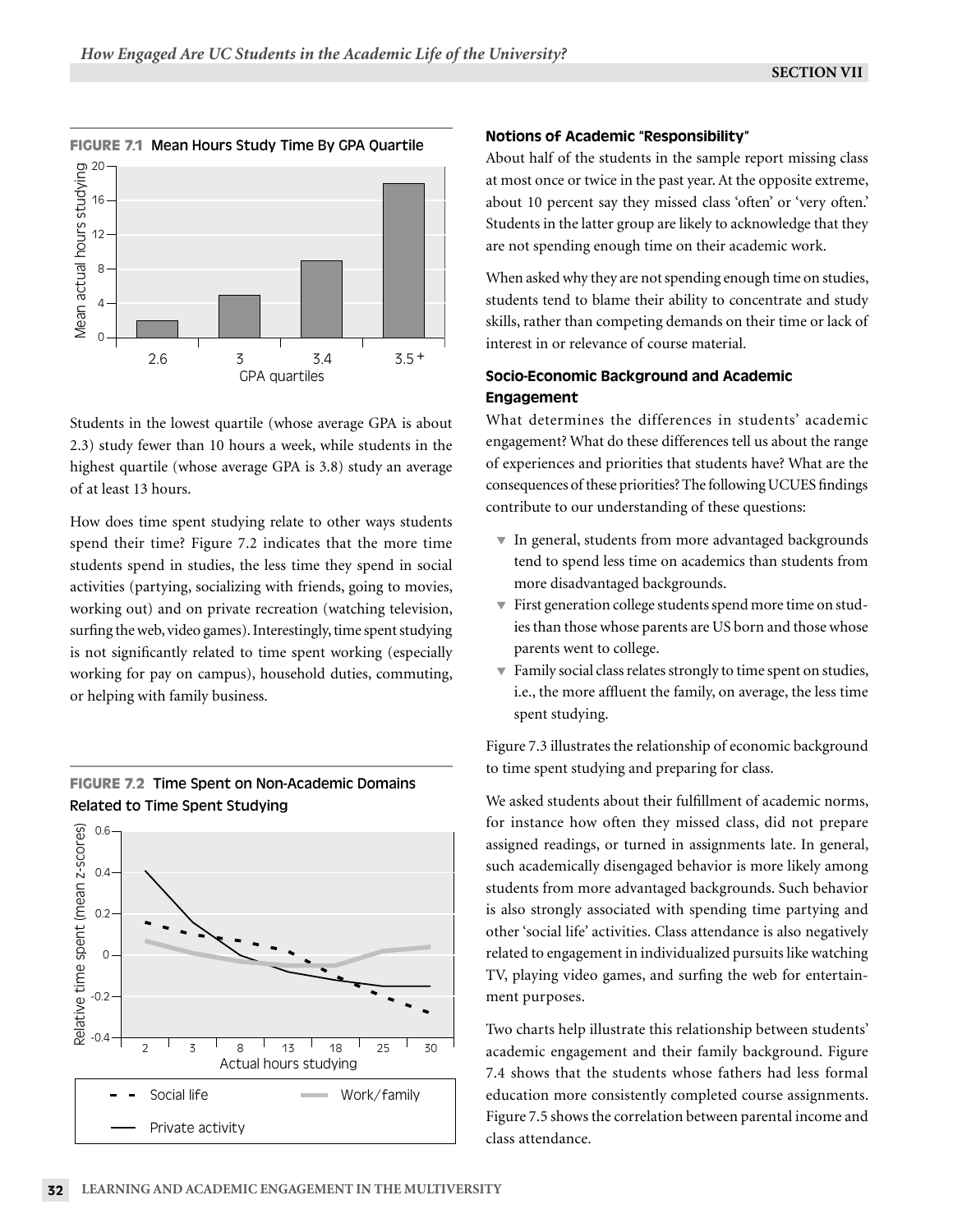**FIGURE 7.1** Mean Hours Study Time By GPA Quartile

Students in the lowest quartile (whose average GPA is about 2.3) study fewer than 10 hours a week, while students in the highest quartile (whose average GPA is 3.8) study an average of at least 13 hours.

How does time spent studying relate to other ways students spend their time? Figure 7.2 indicates that the more time students spend in studies, the less time they spend in social activities (partying, socializing with friends, going to movies, working out) and on private recreation (watching television, surfing the web, video games). Interestingly, time spent studying is not significantly related to time spent working (especially working for pay on campus), household duties, commuting, or helping with family business.

**FIGURE 7.2** Time Spent on Non-Academic Domains Related to Time Spent Studying

### Notions of Academic "Responsibility"

About half of the students in the sample report missing class at most once or twice in the past year. At the opposite extreme, about 10 percent say they missed class 'often' or 'very often.' Students in the latter group are likely to acknowledge that they are not spending enough time on their academic work.

When asked why they are not spending enough time on studies, students tend to blame their ability to concentrate and study skills, rather than competing demands on their time or lack of interest in or relevance of course material.

### Socio-Economic Background and Academic Engagement

What determines the differences in students' academic engagement? What do these differences tell us about the range of experiences and priorities that students have? What are the consequences of these priorities? The following UCUES findings contribute to our understanding of these questions:

- In general, students from more advantaged backgrounds tend to spend less time on academics than students from more disadvantaged backgrounds.
- First generation college students spend more time on studies than those whose parents are US born and those whose parents went to college.
- Family social class relates strongly to time spent on studies, i.e., the more affluent the family, on average, the less time spent studying.

Figure 7.3 illustrates the relationship of economic background to time spent studying and preparing for class.

We asked students about their fulfillment of academic norms, for instance how often they missed class, did not prepare assigned readings, or turned in assignments late. In general, such academically disengaged behavior is more likely among students from more advantaged backgrounds. Such behavior is also strongly associated with spending time partying and other 'social life' activities. Class attendance is also negatively related to engagement in individualized pursuits like watching TV, playing video games, and surfing the web for entertainment purposes.

Two charts help illustrate this relationship between students' academic engagement and their family background. Figure 7.4 shows that the students whose fathers had less formal education more consistently completed course assignments. Figure 7.5 shows the correlation between parental income and class attendance.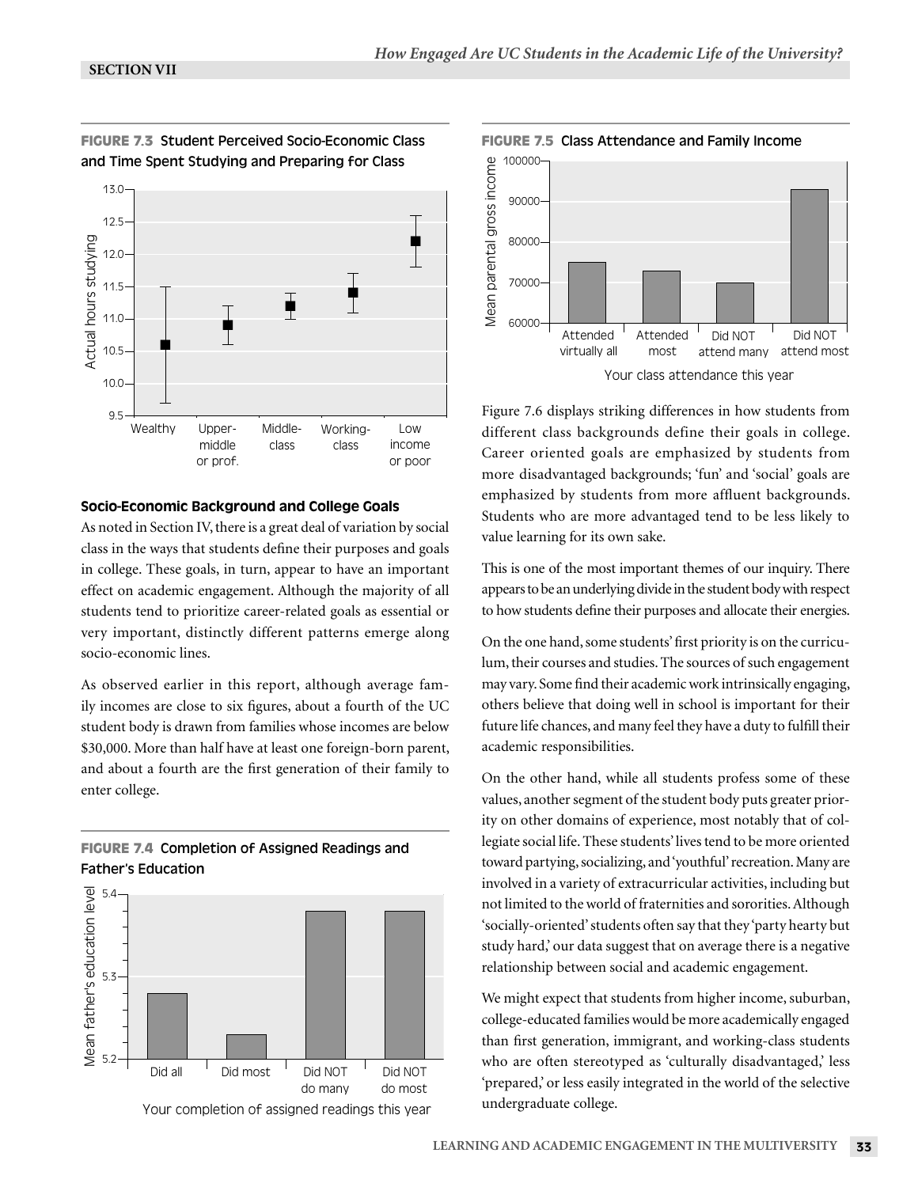**FIGURE 7.3** Student Perceived Socio-Economic Class and Time Spent Studying and Preparing for Class

**FIGURE 7.5** Class Attendance and Family Income

### Socio-Economic Background and College Goals

As noted in Section IV, there is a great deal of variation by social class in the ways that students define their purposes and goals in college. These goals, in turn, appear to have an important effect on academic engagement. Although the majority of all students tend to prioritize career-related goals as essential or very important, distinctly different patterns emerge along socio-economic lines.

As observed earlier in this report, although average family incomes are close to six figures, about a fourth of the UC student body is drawn from families whose incomes are below \$30,000. More than half have at least one foreign-born parent, and about a fourth are the first generation of their family to enter college.

**FIGURE 7.4** Completion of Assigned Readings and Father's Education

Figure 7.6 displays striking differences in how students from different class backgrounds define their goals in college. Career oriented goals are emphasized by students from more disadvantaged backgrounds; 'fun' and 'social' goals are emphasized by students from more affluent backgrounds. Students who are more advantaged tend to be less likely to value learning for its own sake.

This is one of the most important themes of our inquiry. There appears to be an underlying divide in the student body with respect to how students define their purposes and allocate their energies.

On the one hand, some students' first priority is on the curriculum, their courses and studies. The sources of such engagement may vary. Some find their academic work intrinsically engaging, others believe that doing well in school is important for their future life chances, and many feel they have a duty to fulfill their academic responsibilities.

On the other hand, while all students profess some of these values, another segment of the student body puts greater priority on other domains of experience, most notably that of collegiate social life. These students' lives tend to be more oriented toward partying, socializing, and 'youthful' recreation. Many are involved in a variety of extracurricular activities, including but not limited to the world of fraternities and sororities. Although 'socially-oriented' students often say that they 'party hearty but study hard,' our data suggest that on average there is a negative relationship between social and academic engagement.

We might expect that students from higher income, suburban, college-educated families would be more academically engaged than first generation, immigrant, and working-class students who are often stereotyped as 'culturally disadvantaged,' less 'prepared,' or less easily integrated in the world of the selective undergraduate college.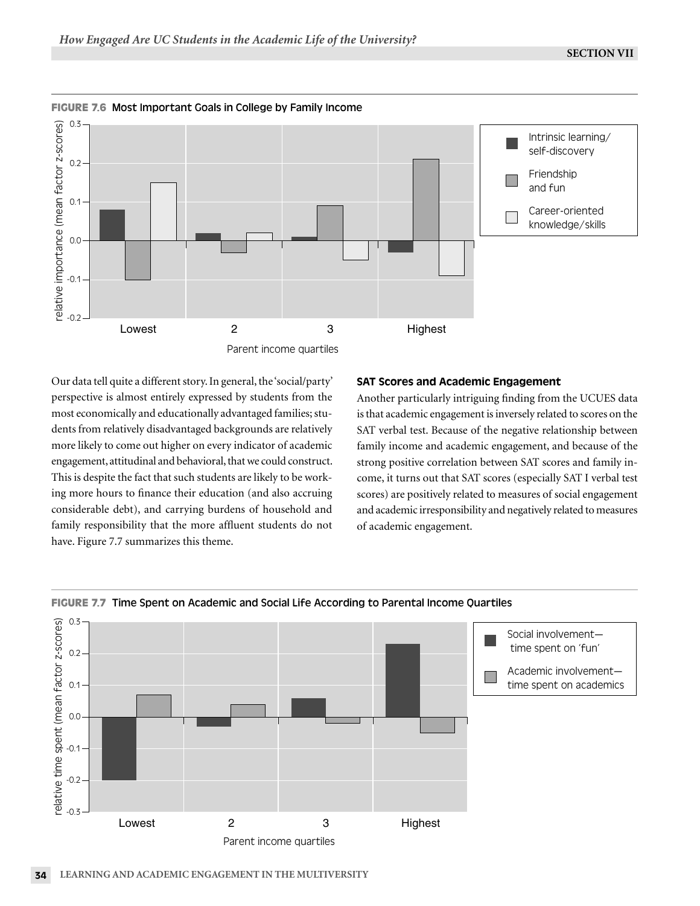**FIGURE 7.6** Most Important Goals in College by Family Income

Our data tell quite a different story. In general, the 'social/party' perspective is almost entirely expressed by students from the most economically and educationally advantaged families; students from relatively disadvantaged backgrounds are relatively more likely to come out higher on every indicator of academic engagement, attitudinal and behavioral, that we could construct. This is despite the fact that such students are likely to be working more hours to finance their education (and also accruing considerable debt), and carrying burdens of household and family responsibility that the more affluent students do not have. Figure 7.7 summarizes this theme.

### SAT Scores and Academic Engagement

Another particularly intriguing finding from the UCUES data is that academic engagement is inversely related to scores on the SAT verbal test. Because of the negative relationship between family income and academic engagement, and because of the strong positive correlation between SAT scores and family income, it turns out that SAT scores (especially SAT I verbal test scores) are positively related to measures of social engagement and academic irresponsibility and negatively related to measures of academic engagement.

**FIGURE 7.7** Time Spent on Academic and Social Life According to Parental Income Quartiles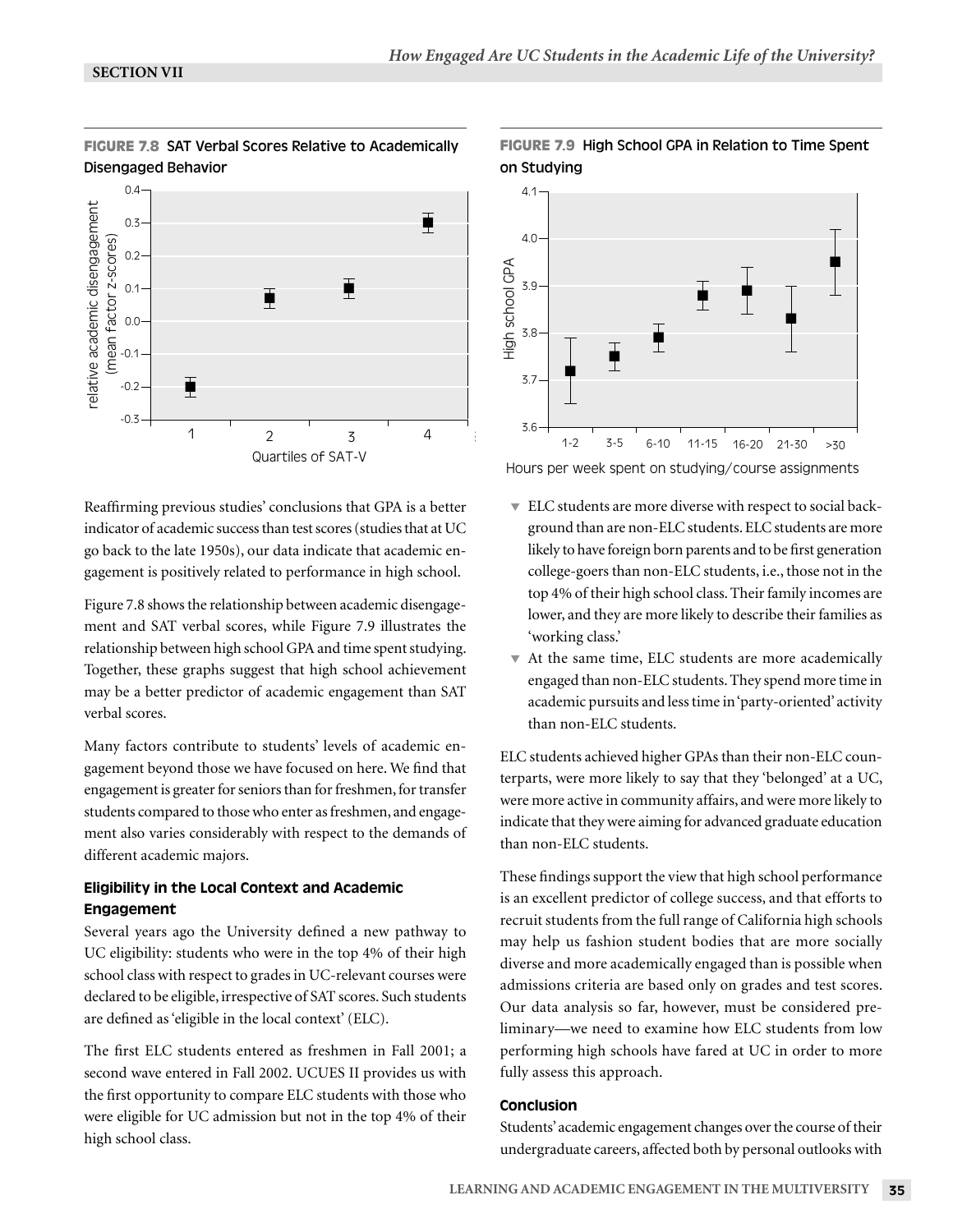**FIGURE 7.8** SAT Verbal Scores Relative to Academically Disengaged Behavior

**FIGURE 7.9** High School GPA in Relation to Time Spent on Studying

Reaffirming previous studies' conclusions that GPA is a better indicator of academic success than test scores (studies that at UC go back to the late 1950s), our data indicate that academic engagement is positively related to performance in high school.

Figure 7.8 shows the relationship between academic disengagement and SAT verbal scores, while Figure 7.9 illustrates the relationship between high school GPA and time spent studying. Together, these graphs suggest that high school achievement may be a better predictor of academic engagement than SAT verbal scores.

Many factors contribute to students' levels of academic engagement beyond those we have focused on here. We find that engagement is greater for seniors than for freshmen, for transfer students compared to those who enter as freshmen, and engagement also varies considerably with respect to the demands of different academic majors.

### Eligibility in the Local Context and Academic Engagement

Several years ago the University defined a new pathway to UC eligibility: students who were in the top 4% of their high school class with respect to grades in UC-relevant courses were declared to be eligible, irrespective of SAT scores. Such students are defined as 'eligible in the local context' (ELC).

The first ELC students entered as freshmen in Fall 2001; a second wave entered in Fall 2002. UCUES II provides us with the first opportunity to compare ELC students with those who were eligible for UC admission but not in the top 4% of their high school class.

- ELC students are more diverse with respect to social background than are non-ELC students. ELC students are more likely to have foreign born parents and to be first generation college-goers than non-ELC students, i.e., those not in the top 4% of their high school class. Their family incomes are lower, and they are more likely to describe their families as 'working class.'
- At the same time, ELC students are more academically engaged than non-ELC students. They spend more time in academic pursuits and less time in 'party-oriented' activity than non-ELC students.

ELC students achieved higher GPAs than their non-ELC counterparts, were more likely to say that they 'belonged' at a UC, were more active in community affairs, and were more likely to indicate that they were aiming for advanced graduate education than non-ELC students.

These findings support the view that high school performance is an excellent predictor of college success, and that efforts to recruit students from the full range of California high schools may help us fashion student bodies that are more socially diverse and more academically engaged than is possible when admissions criteria are based only on grades and test scores. Our data analysis so far, however, must be considered preliminary—we need to examine how ELC students from low performing high schools have fared at UC in order to more fully assess this approach.

### Conclusion

Students' academic engagement changes over the course of their undergraduate careers, affected both by personal outlooks with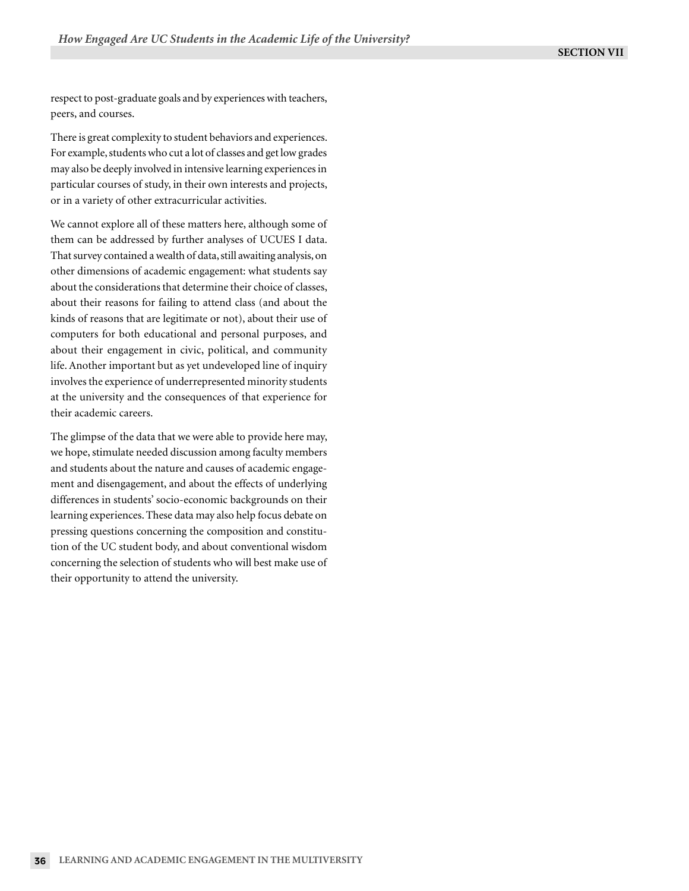respect to post-graduate goals and by experiences with teachers, peers, and courses.

There is great complexity to student behaviors and experiences. For example, students who cut a lot of classes and get low grades may also be deeply involved in intensive learning experiences in particular courses of study, in their own interests and projects, or in a variety of other extracurricular activities.

We cannot explore all of these matters here, although some of them can be addressed by further analyses of UCUES I data. That survey contained a wealth of data, still awaiting analysis, on other dimensions of academic engagement: what students say about the considerations that determine their choice of classes, about their reasons for failing to attend class (and about the kinds of reasons that are legitimate or not), about their use of computers for both educational and personal purposes, and about their engagement in civic, political, and community life. Another important but as yet undeveloped line of inquiry involves the experience of underrepresented minority students at the university and the consequences of that experience for their academic careers.

The glimpse of the data that we were able to provide here may, we hope, stimulate needed discussion among faculty members and students about the nature and causes of academic engagement and disengagement, and about the effects of underlying differences in students' socio-economic backgrounds on their learning experiences. These data may also help focus debate on pressing questions concerning the composition and constitution of the UC student body, and about conventional wisdom concerning the selection of students who will best make use of their opportunity to attend the university.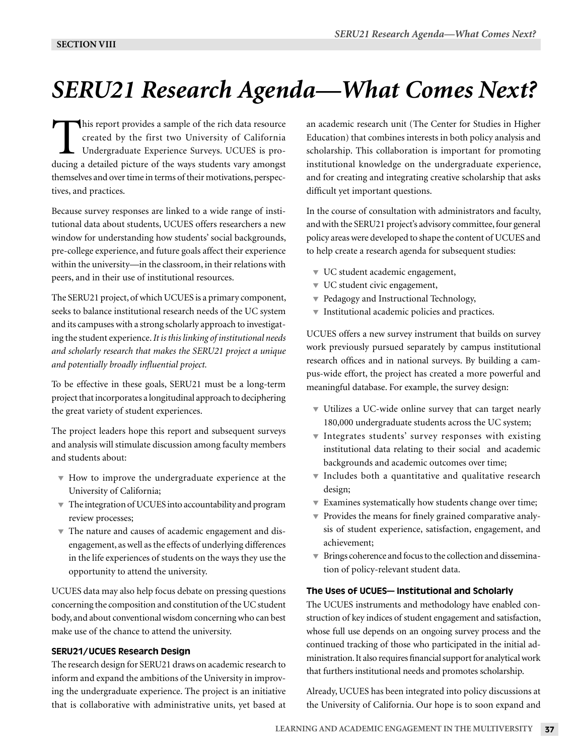# SERU21 Research Agenda—What Comes Next?

This report provides a sample of the rich data resource created by the first two University of California Undergraduate Experience Surveys. UCUES is producing a detailed picture of the ways students vary amongst themselves and over time in terms of their motivations, perspectives, and practices.

Because survey responses are linked to a wide range of institutional data about students, UCUES offers researchers a new window for understanding how students' social backgrounds, pre-college experience, and future goals affect their experience within the university—in the classroom, in their relations with peers, and in their use of institutional resources.

The SERU21 project, of which UCUES is a primary component, seeks to balance institutional research needs of the UC system and its campuses with a strong scholarly approach to investigating the student experience. *It is this linking of institutional needs and scholarly research that makes the SERU21 project a unique and potentially broadly influential project.*

To be effective in these goals, SERU21 must be a long-term project that incorporates a longitudinal approach to deciphering the great variety of student experiences.

The project leaders hope this report and subsequent surveys and analysis will stimulate discussion among faculty members and students about:

- How to improve the undergraduate experience at the University of California;
- The integration of UCUES into accountability and program review processes;
- The nature and causes of academic engagement and disengagement, as well as the effects of underlying differences in the life experiences of students on the ways they use the opportunity to attend the university.

UCUES data may also help focus debate on pressing questions concerning the composition and constitution of the UC student body, and about conventional wisdom concerning who can best make use of the chance to attend the university.

### SERU21/UCUES Research Design

The research design for SERU21 draws on academic research to inform and expand the ambitions of the University in improving the undergraduate experience. The project is an initiative that is collaborative with administrative units, yet based at an academic research unit (The Center for Studies in Higher Education) that combines interests in both policy analysis and scholarship. This collaboration is important for promoting institutional knowledge on the undergraduate experience, and for creating and integrating creative scholarship that asks difficult yet important questions.

In the course of consultation with administrators and faculty, and with the SERU21 project's advisory committee, four general policy areas were developed to shape the content of UCUES and to help create a research agenda for subsequent studies:

- UC student academic engagement,
- UC student civic engagement,
- Pedagogy and Instructional Technology,
- Institutional academic policies and practices.

UCUES offers a new survey instrument that builds on survey work previously pursued separately by campus institutional research offices and in national surveys. By building a campus-wide effort, the project has created a more powerful and meaningful database. For example, the survey design:

- Utilizes a UC-wide online survey that can target nearly 180,000 undergraduate students across the UC system;
- Integrates students' survey responses with existing institutional data relating to their social and academic backgrounds and academic outcomes over time;
- Includes both a quantitative and qualitative research design;
- Examines systematically how students change over time;
- Provides the means for finely grained comparative analysis of student experience, satisfaction, engagement, and achievement;
- Brings coherence and focus to the collection and dissemination of policy-relevant student data.

### The Uses of UCUES— Institutional and Scholarly

The UCUES instruments and methodology have enabled construction of key indices of student engagement and satisfaction, whose full use depends on an ongoing survey process and the continued tracking of those who participated in the initial administration. It also requires financial support for analytical work that furthers institutional needs and promotes scholarship.

Already, UCUES has been integrated into policy discussions at the University of California. Our hope is to soon expand and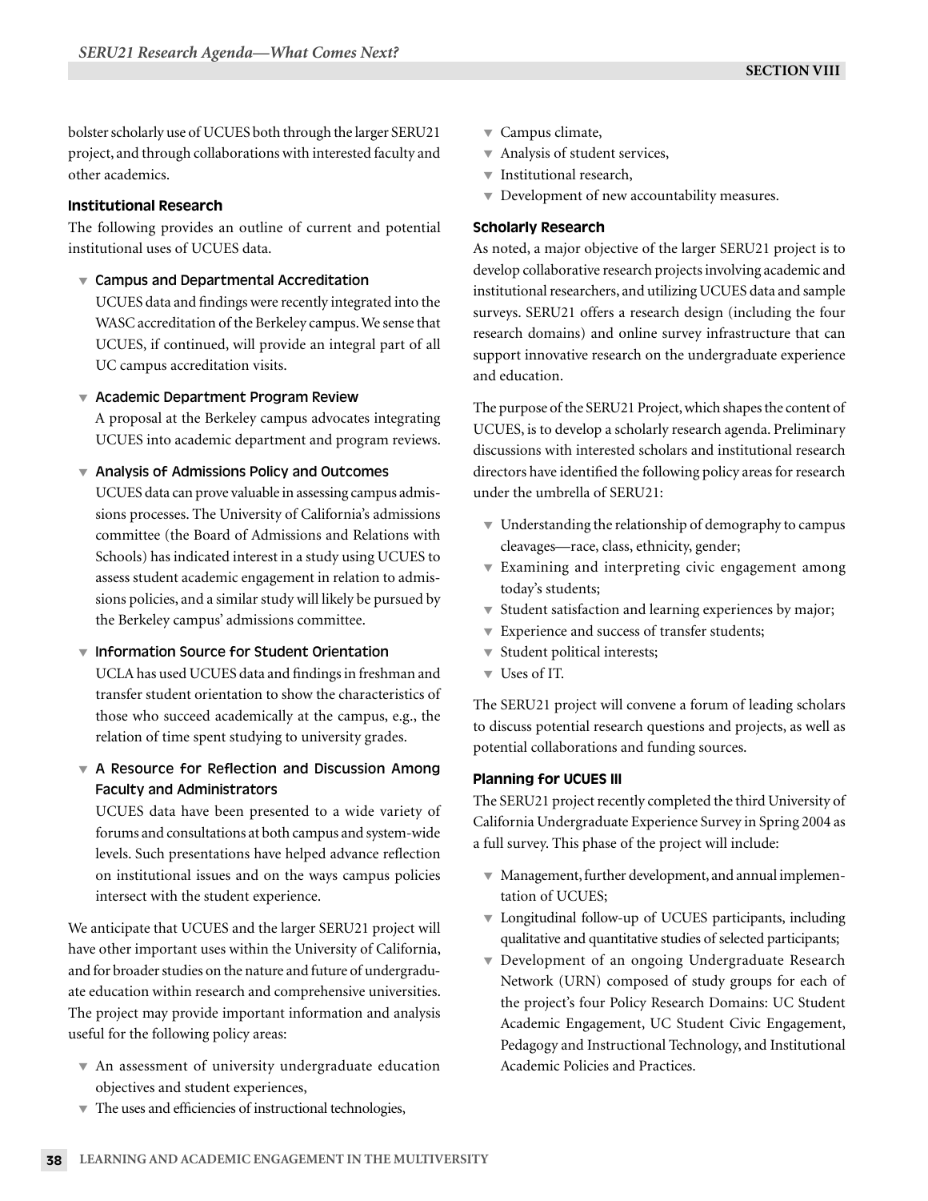bolster scholarly use of UCUES both through the larger SERU21 project, and through collaborations with interested faculty and other academics.

### Institutional Research

The following provides an outline of current and potential institutional uses of UCUES data.

- **Campus and Departmental Accreditation**
  UCUES data and findings were recently integrated into the WASC accreditation of the Berkeley campus. We sense that UCUES, if continued, will provide an integral part of all UC campus accreditation visits.

- **Academic Department Program Review**
  A proposal at the Berkeley campus advocates integrating UCUES into academic department and program reviews.

- **Analysis of Admissions Policy and Outcomes**
  UCUES data can prove valuable in assessing campus admissions processes. The University of California's admissions committee (the Board of Admissions and Relations with Schools) has indicated interest in a study using UCUES to assess student academic engagement in relation to admissions policies, and a similar study will likely be pursued by the Berkeley campus' admissions committee.

- **Information Source for Student Orientation**
  UCLA has used UCUES data and findings in freshman and transfer student orientation to show the characteristics of those who succeed academically at the campus, e.g., the relation of time spent studying to university grades.

- **A Resource for Reflection and Discussion Among Faculty and Administrators**
  UCUES data have been presented to a wide variety of forums and consultations at both campus and system-wide levels. Such presentations have helped advance reflection on institutional issues and on the ways campus policies intersect with the student experience.

We anticipate that UCUES and the larger SERU21 project will have other important uses within the University of California, and for broader studies on the nature and future of undergraduate education within research and comprehensive universities. The project may provide important information and analysis useful for the following policy areas:

- An assessment of university undergraduate education objectives and student experiences,
- The uses and efficiencies of instructional technologies,
- Campus climate,
- Analysis of student services,
- Institutional research,
- Development of new accountability measures.

### Scholarly Research

As noted, a major objective of the larger SERU21 project is to develop collaborative research projects involving academic and institutional researchers, and utilizing UCUES data and sample surveys. SERU21 offers a research design (including the four research domains) and online survey infrastructure that can support innovative research on the undergraduate experience and education.

The purpose of the SERU21 Project, which shapes the content of UCUES, is to develop a scholarly research agenda. Preliminary discussions with interested scholars and institutional research directors have identified the following policy areas for research under the umbrella of SERU21:

- Understanding the relationship of demography to campus cleavages—race, class, ethnicity, gender;
- Examining and interpreting civic engagement among today's students;
- Student satisfaction and learning experiences by major;
- Experience and success of transfer students;
- Student political interests;
- Uses of IT.

The SERU21 project will convene a forum of leading scholars to discuss potential research questions and projects, as well as potential collaborations and funding sources.

### Planning for UCUES III

The SERU21 project recently completed the third University of California Undergraduate Experience Survey in Spring 2004 as a full survey. This phase of the project will include:

- Management, further development, and annual implementation of UCUES;
- Longitudinal follow-up of UCUES participants, including qualitative and quantitative studies of selected participants;
- Development of an ongoing Undergraduate Research Network (URN) composed of study groups for each of the project's four Policy Research Domains: UC Student Academic Engagement, UC Student Civic Engagement, Pedagogy and Instructional Technology, and Institutional Academic Policies and Practices.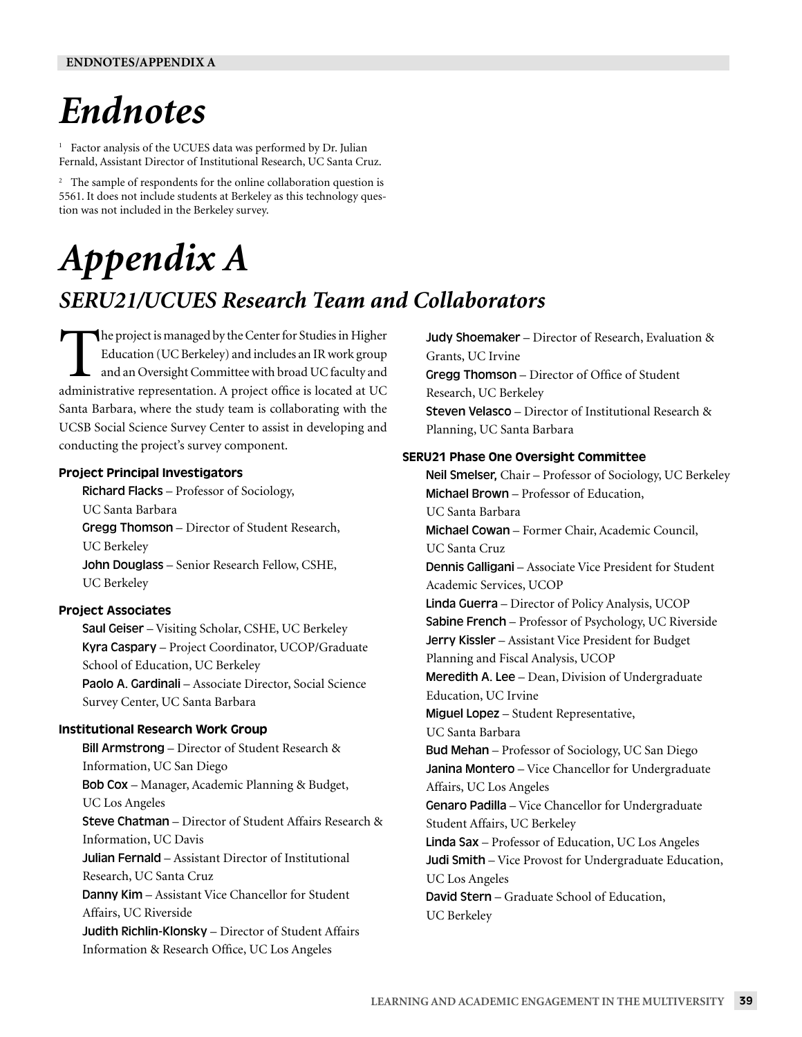# Endnotes

[1] Factor analysis of the UCUES data was performed by Dr. Julian Fernald, Assistant Director of Institutional Research, UC Santa Cruz.

[2] The sample of respondents for the online collaboration question is 5561. It does not include students at Berkeley as this technology question was not included in the Berkeley survey.

# Appendix A

## SERU21/UCUES Research Team and Collaborators

The project is managed by the Center for Studies in Higher Education (UC Berkeley) and includes an IR work group and an Oversight Committee with broad UC faculty and administrative representation. A project office is located at UC Santa Barbara, where the study team is collaborating with the UCSB Social Science Survey Center to assist in developing and conducting the project's survey component.

### Project Principal Investigators

**Richard Flacks** – Professor of Sociology, UC Santa Barbara
**Gregg Thomson** – Director of Student Research, UC Berkeley
**John Douglass** – Senior Research Fellow, CSHE, UC Berkeley

### Project Associates

**Saul Geiser** – Visiting Scholar, CSHE, UC Berkeley
**Kyra Caspary** – Project Coordinator, UCOP/Graduate School of Education, UC Berkeley
**Paolo A. Gardinali** – Associate Director, Social Science Survey Center, UC Santa Barbara

### Institutional Research Work Group

**Bill Armstrong** – Director of Student Research & Information, UC San Diego
**Bob Cox** – Manager, Academic Planning & Budget, UC Los Angeles
**Steve Chatman** – Director of Student Affairs Research & Information, UC Davis
**Julian Fernald** – Assistant Director of Institutional Research, UC Santa Cruz
**Danny Kim** – Assistant Vice Chancellor for Student Affairs, UC Riverside
**Judith Richlin-Klonsky** – Director of Student Affairs Information & Research Office, UC Los Angeles
**Judy Shoemaker** – Director of Research, Evaluation & Grants, UC Irvine
**Gregg Thomson** – Director of Office of Student Research, UC Berkeley
**Steven Velasco** – Director of Institutional Research & Planning, UC Santa Barbara

### SERU21 Phase One Oversight Committee

**Neil Smelser,** Chair – Professor of Sociology, UC Berkeley
**Michael Brown** – Professor of Education, UC Santa Barbara
**Michael Cowan** – Former Chair, Academic Council, UC Santa Cruz
**Dennis Galligani** – Associate Vice President for Student Academic Services, UCOP
**Linda Guerra** – Director of Policy Analysis, UCOP
**Sabine French** – Professor of Psychology, UC Riverside
**Jerry Kissler** – Assistant Vice President for Budget Planning and Fiscal Analysis, UCOP
**Meredith A. Lee** – Dean, Division of Undergraduate Education, UC Irvine
**Miguel Lopez** – Student Representative, UC Santa Barbara
**Bud Mehan** – Professor of Sociology, UC San Diego
**Janina Montero** – Vice Chancellor for Undergraduate Affairs, UC Los Angeles
**Genaro Padilla** – Vice Chancellor for Undergraduate Student Affairs, UC Berkeley
**Linda Sax** – Professor of Education, UC Los Angeles
**Judi Smith** – Vice Provost for Undergraduate Education, UC Los Angeles
**David Stern** – Graduate School of Education, UC Berkeley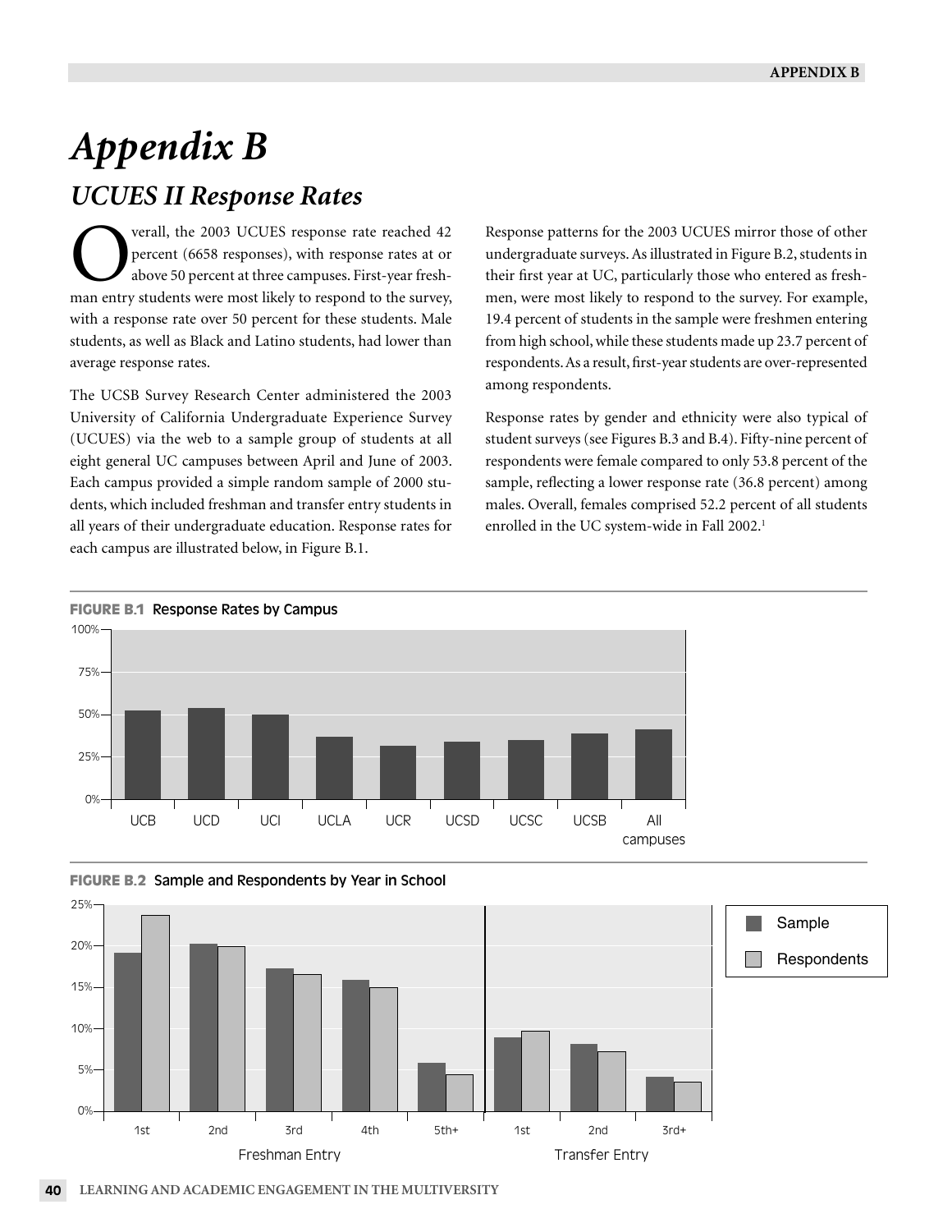# Appendix B

## UCUES II Response Rates

Overall, the 2003 UCUES response rate reached 42 percent (6658 responses), with response rates at or above 50 percent at three campuses. First-year freshman entry students were most likely to respond to the survey, with a response rate over 50 percent for these students. Male students, as well as Black and Latino students, had lower than average response rates.

The UCSB Survey Research Center administered the 2003 University of California Undergraduate Experience Survey (UCUES) via the web to a sample group of students at all eight general UC campuses between April and June of 2003. Each campus provided a simple random sample of 2000 students, which included freshman and transfer entry students in all years of their undergraduate education. Response rates for each campus are illustrated below, in Figure B.1.

Response patterns for the 2003 UCUES mirror those of other undergraduate surveys. As illustrated in Figure B.2, students in their first year at UC, particularly those who entered as freshmen, were most likely to respond to the survey. For example, 19.4 percent of students in the sample were freshmen entering from high school, while these students made up 23.7 percent of respondents. As a result, first-year students are over-represented among respondents.

Response rates by gender and ethnicity were also typical of student surveys (see Figures B.3 and B.4). Fifty-nine percent of respondents were female compared to only 53.8 percent of the sample, reflecting a lower response rate (36.8 percent) among males. Overall, females comprised 52.2 percent of all students enrolled in the UC system-wide in Fall 2002.[1]

**FIGURE B.1** Response Rates by Campus

**FIGURE B.2** Sample and Respondents by Year in School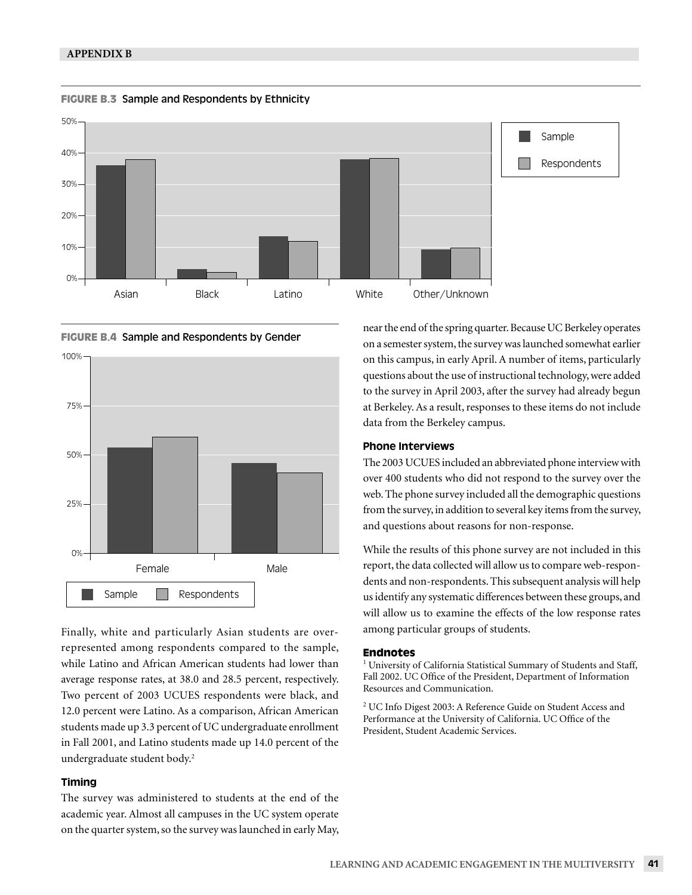**FIGURE B.3** Sample and Respondents by Ethnicity

**FIGURE B.4** Sample and Respondents by Gender

Finally, white and particularly Asian students are over-represented among respondents compared to the sample, while Latino and African American students had lower than average response rates, at 38.0 and 28.5 percent, respectively. Two percent of 2003 UCUES respondents were black, and 12.0 percent were Latino. As a comparison, African American students made up 3.3 percent of UC undergraduate enrollment in Fall 2001, and Latino students made up 14.0 percent of the undergraduate student body.[2]

### Timing

The survey was administered to students at the end of the academic year. Almost all campuses in the UC system operate on the quarter system, so the survey was launched in early May, near the end of the spring quarter. Because UC Berkeley operates on a semester system, the survey was launched somewhat earlier on this campus, in early April. A number of items, particularly questions about the use of instructional technology, were added to the survey in April 2003, after the survey had already begun at Berkeley. As a result, responses to these items do not include data from the Berkeley campus.

### Phone Interviews

The 2003 UCUES included an abbreviated phone interview with over 400 students who did not respond to the survey over the web. The phone survey included all the demographic questions from the survey, in addition to several key items from the survey, and questions about reasons for non-response.

While the results of this phone survey are not included in this report, the data collected will allow us to compare web-respondents and non-respondents. This subsequent analysis will help us identify any systematic differences between these groups, and will allow us to examine the effects of the low response rates among particular groups of students.

### Endnotes

[1] University of California Statistical Summary of Students and Staff, Fall 2002. UC Office of the President, Department of Information Resources and Communication.

[2] UC Info Digest 2003: A Reference Guide on Student Access and Performance at the University of California. UC Office of the President, Student Academic Services.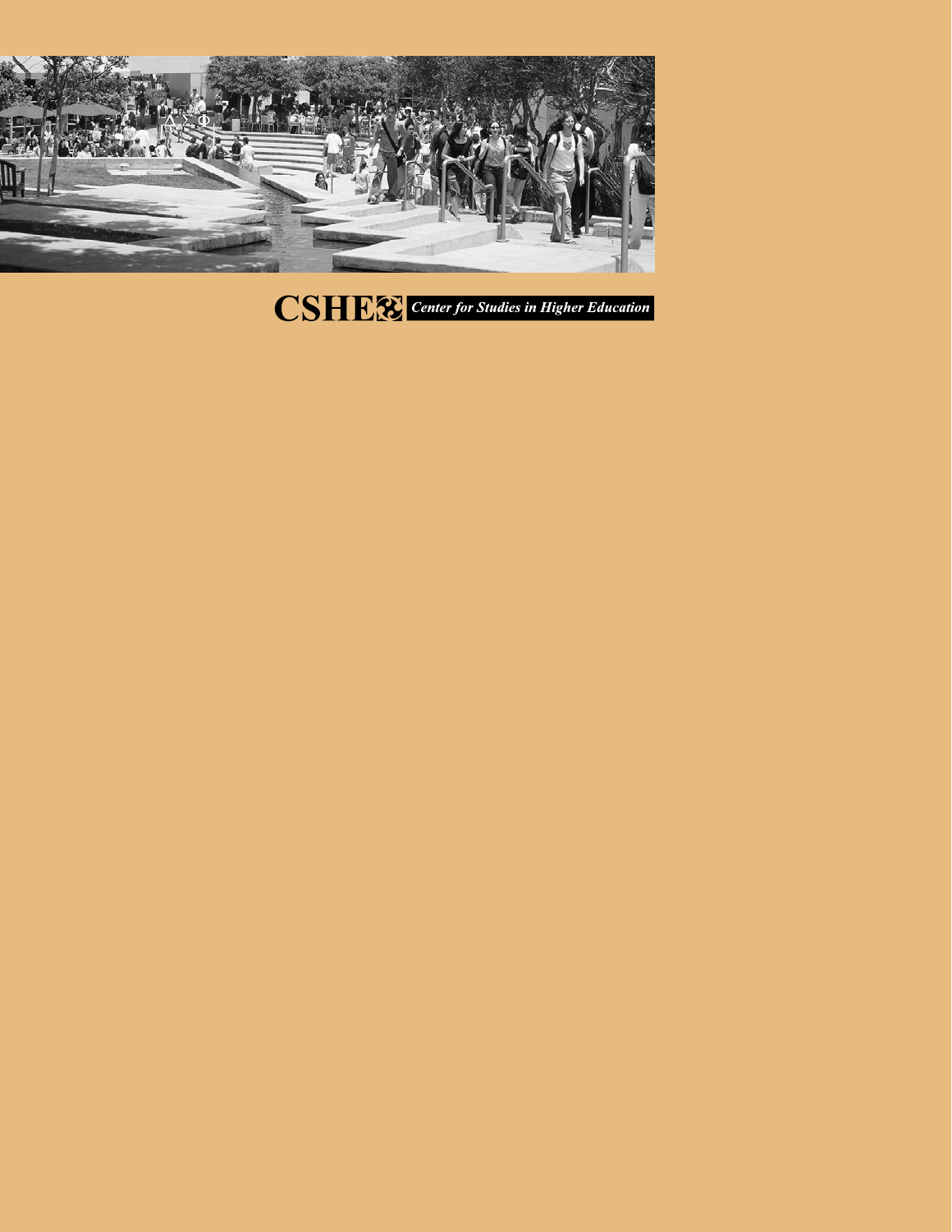CSHE Center for Studies in Higher Education